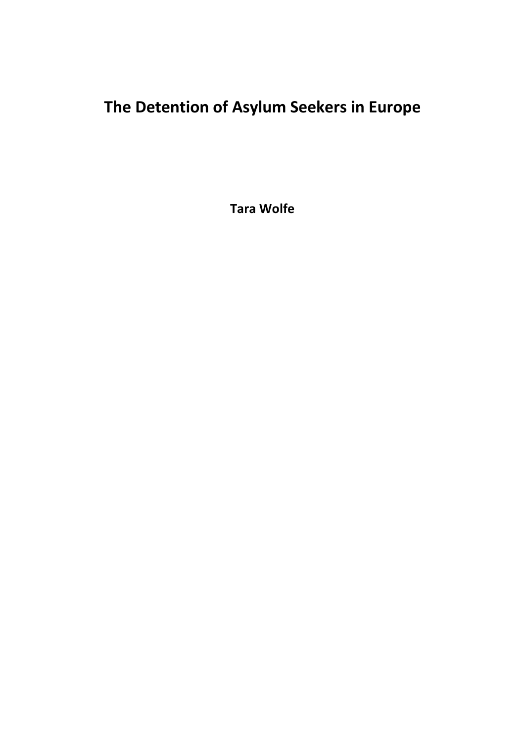# The Detention of Asylum Seekers in Europe

**Tara Wolfe**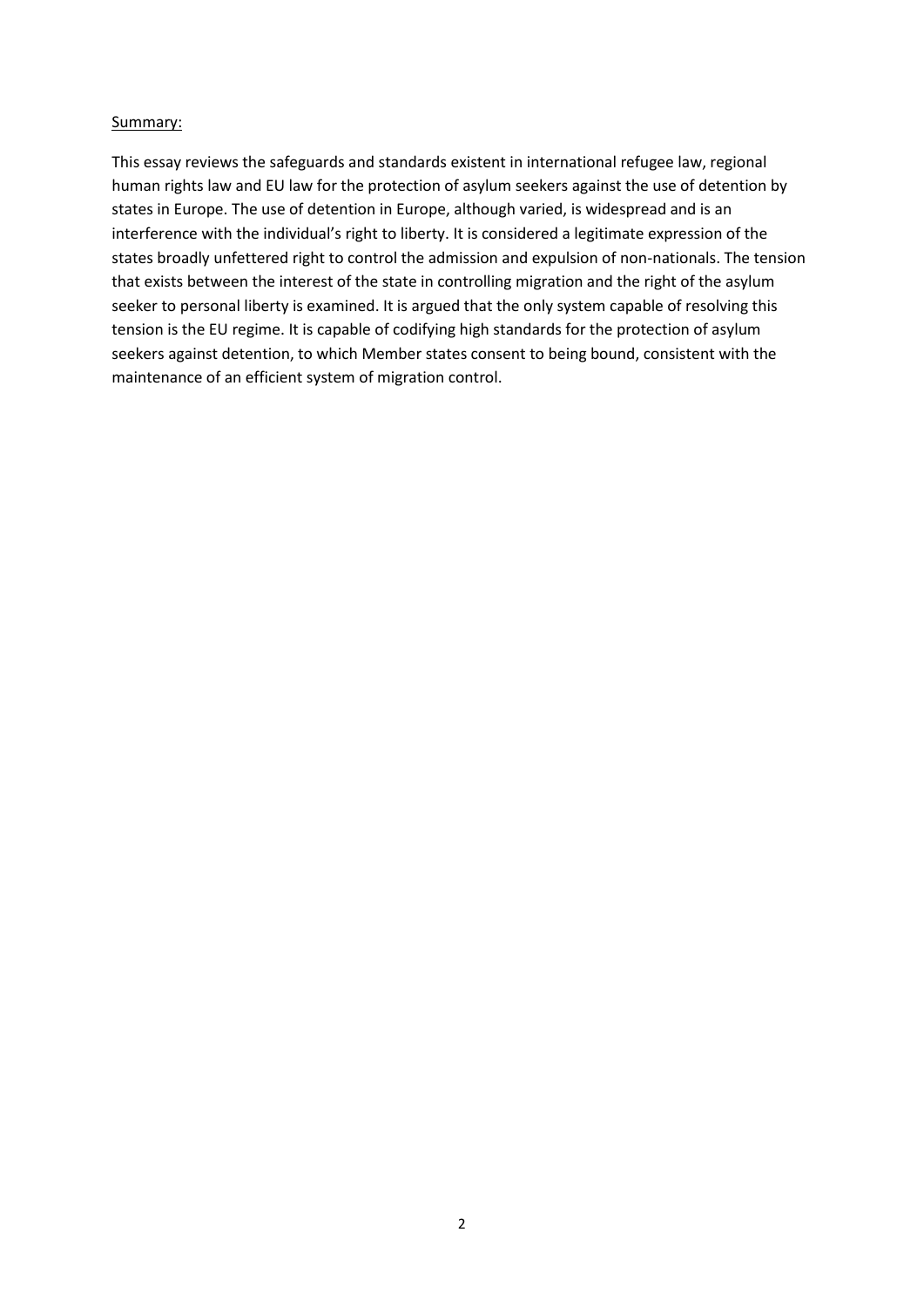Summary:

This essay reviews the safeguards and standards existent in international refugee law, regional human rights law and EU law for the protection of asylum seekers against the use of detention by states in Europe. The use of detention in Europe, although varied, is widespread and is an interference with the individual's right to liberty. It is considered a legitimate expression of the states broadly unfettered right to control the admission and expulsion of non-nationals. The tension that exists between the interest of the state in controlling migration and the right of the asylum seeker to personal liberty is examined. It is argued that the only system capable of resolving this tension is the EU regime. It is capable of codifying high standards for the protection of asylum seekers against detention, to which Member states consent to being bound, consistent with the maintenance of an efficient system of migration control.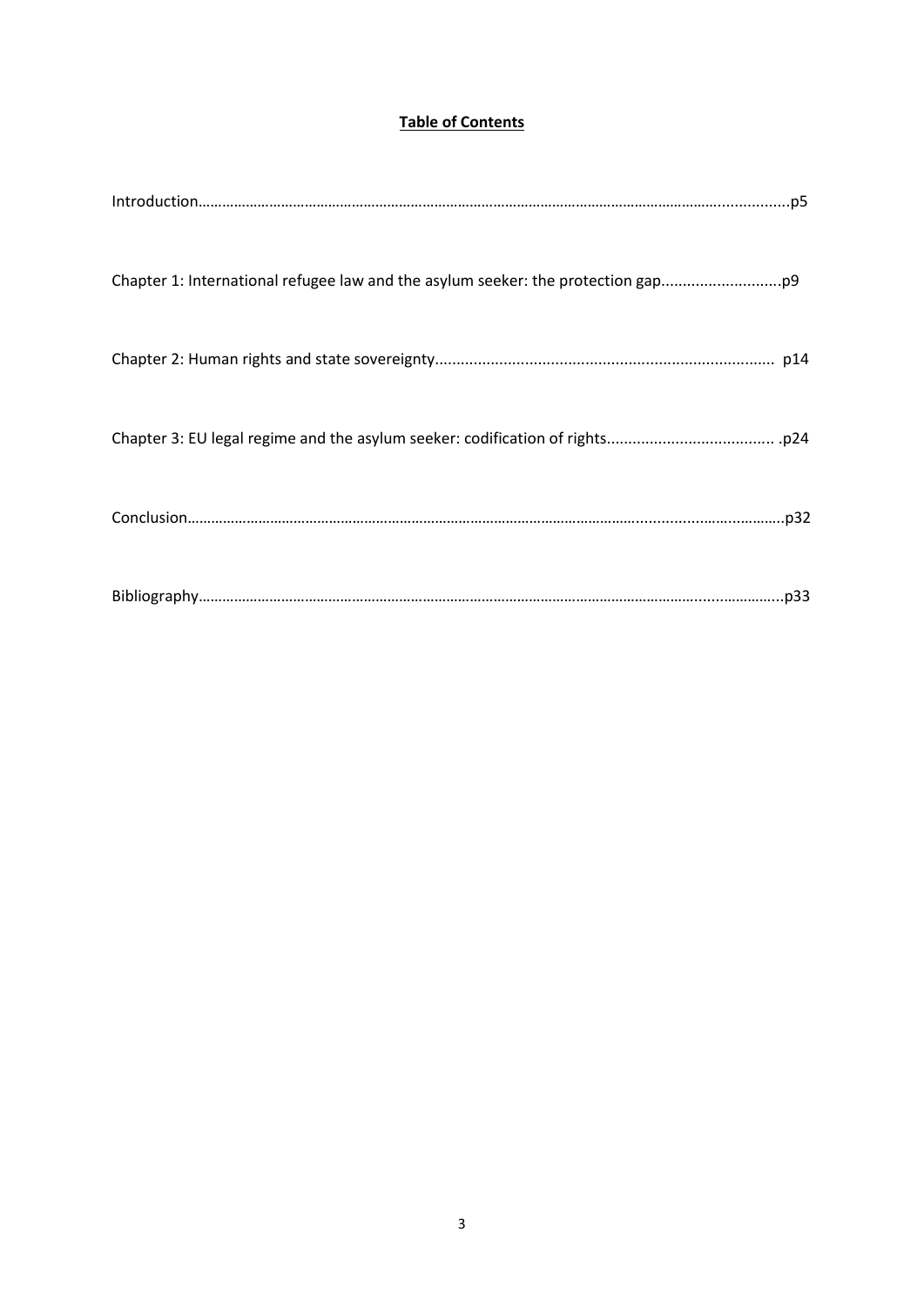**Table of Contents**

Introduction……………………………………………………………………………………………………………………..................p5

Chapter 1: International refugee law and the asylum seeker: the protection gap...........................p9

Chapter 2: Human rights and state sovereignty.............................................................................. p14

Chapter 3: EU legal regime and the asylum seeker: codification of rights...................................... .p24

Conclusion…………………………………………………………………………………………………………….....................……….p32

Bibliography………………………………………………………………………………………………………………….....…………….p33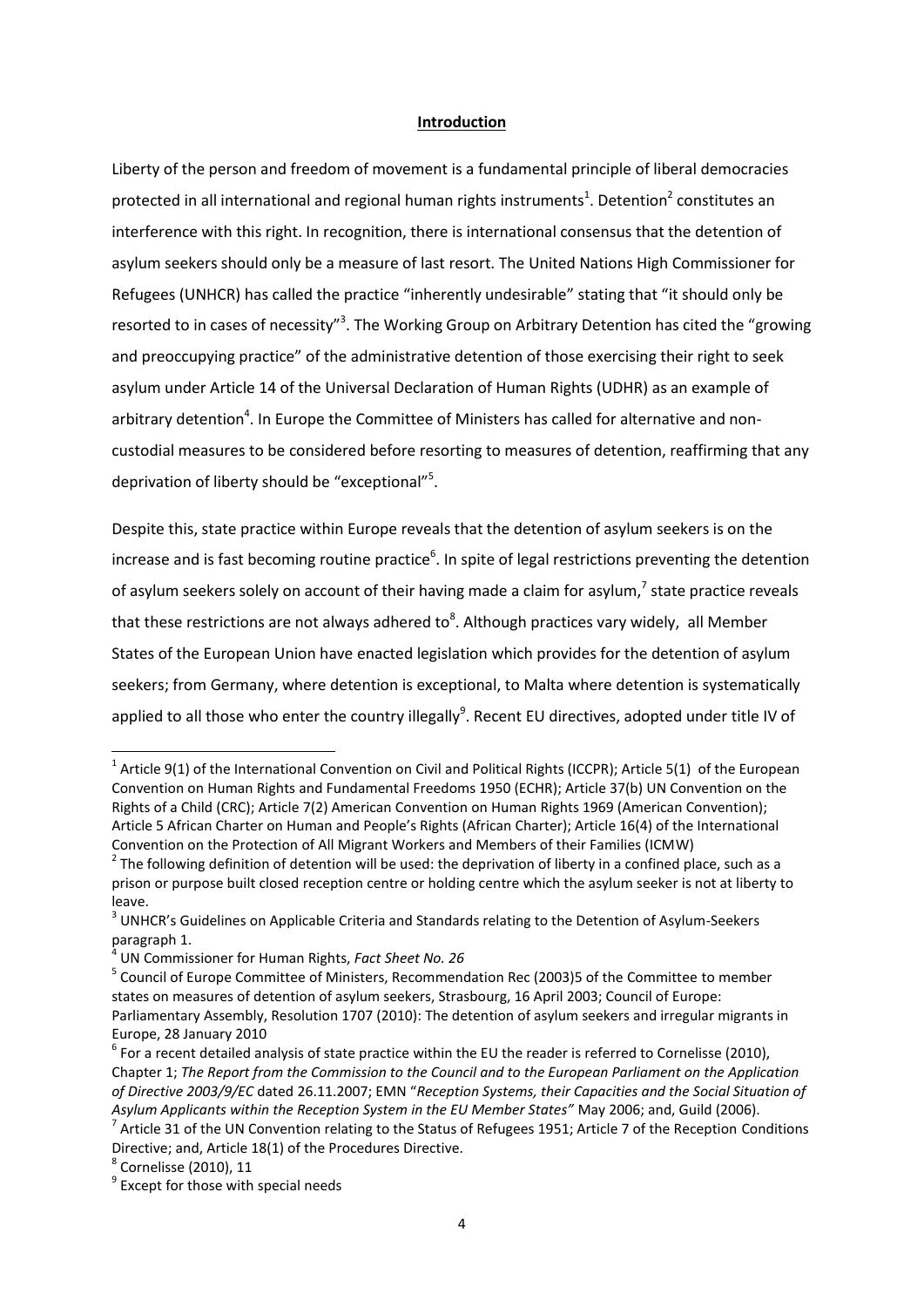## Introduction

Liberty of the person and freedom of movement is a fundamental principle of liberal democracies protected in all international and regional human rights instruments[1]. Detention[2] constitutes an interference with this right. In recognition, there is international consensus that the detention of asylum seekers should only be a measure of last resort. The United Nations High Commissioner for Refugees (UNHCR) has called the practice "inherently undesirable" stating that "it should only be resorted to in cases of necessity"[3]. The Working Group on Arbitrary Detention has cited the "growing and preoccupying practice" of the administrative detention of those exercising their right to seek asylum under Article 14 of the Universal Declaration of Human Rights (UDHR) as an example of arbitrary detention[4]. In Europe the Committee of Ministers has called for alternative and non-custodial measures to be considered before resorting to measures of detention, reaffirming that any deprivation of liberty should be "exceptional"[5].

Despite this, state practice within Europe reveals that the detention of asylum seekers is on the increase and is fast becoming routine practice[6]. In spite of legal restrictions preventing the detention of asylum seekers solely on account of their having made a claim for asylum,[7] state practice reveals that these restrictions are not always adhered to[8]. Although practices vary widely, all Member States of the European Union have enacted legislation which provides for the detention of asylum seekers; from Germany, where detention is exceptional, to Malta where detention is systematically applied to all those who enter the country illegally[9]. Recent EU directives, adopted under title IV of

---

[1] Article 9(1) of the International Convention on Civil and Political Rights (ICCPR); Article 5(1) of the European Convention on Human Rights and Fundamental Freedoms 1950 (ECHR); Article 37(b) UN Convention on the Rights of a Child (CRC); Article 7(2) American Convention on Human Rights 1969 (American Convention); Article 5 African Charter on Human and People's Rights (African Charter); Article 16(4) of the International Convention on the Protection of All Migrant Workers and Members of their Families (ICMW)

[2] The following definition of detention will be used: the deprivation of liberty in a confined place, such as a prison or purpose built closed reception centre or holding centre which the asylum seeker is not at liberty to leave.

[3] UNHCR's Guidelines on Applicable Criteria and Standards relating to the Detention of Asylum-Seekers paragraph 1.

[4] UN Commissioner for Human Rights, *Fact Sheet No. 26*

[5] Council of Europe Committee of Ministers, Recommendation Rec (2003)5 of the Committee to member states on measures of detention of asylum seekers, Strasbourg, 16 April 2003; Council of Europe: Parliamentary Assembly, Resolution 1707 (2010): The detention of asylum seekers and irregular migrants in Europe, 28 January 2010

[6] For a recent detailed analysis of state practice within the EU the reader is referred to Cornelisse (2010), Chapter 1; *The Report from the Commission to the Council and to the European Parliament on the Application of Directive 2003/9/EC* dated 26.11.2007; EMN "*Reception Systems, their Capacities and the Social Situation of Asylum Applicants within the Reception System in the EU Member States"* May 2006; and, Guild (2006).

[7] Article 31 of the UN Convention relating to the Status of Refugees 1951; Article 7 of the Reception Conditions Directive; and, Article 18(1) of the Procedures Directive.

[8] Cornelisse (2010), 11

[9] Except for those with special needs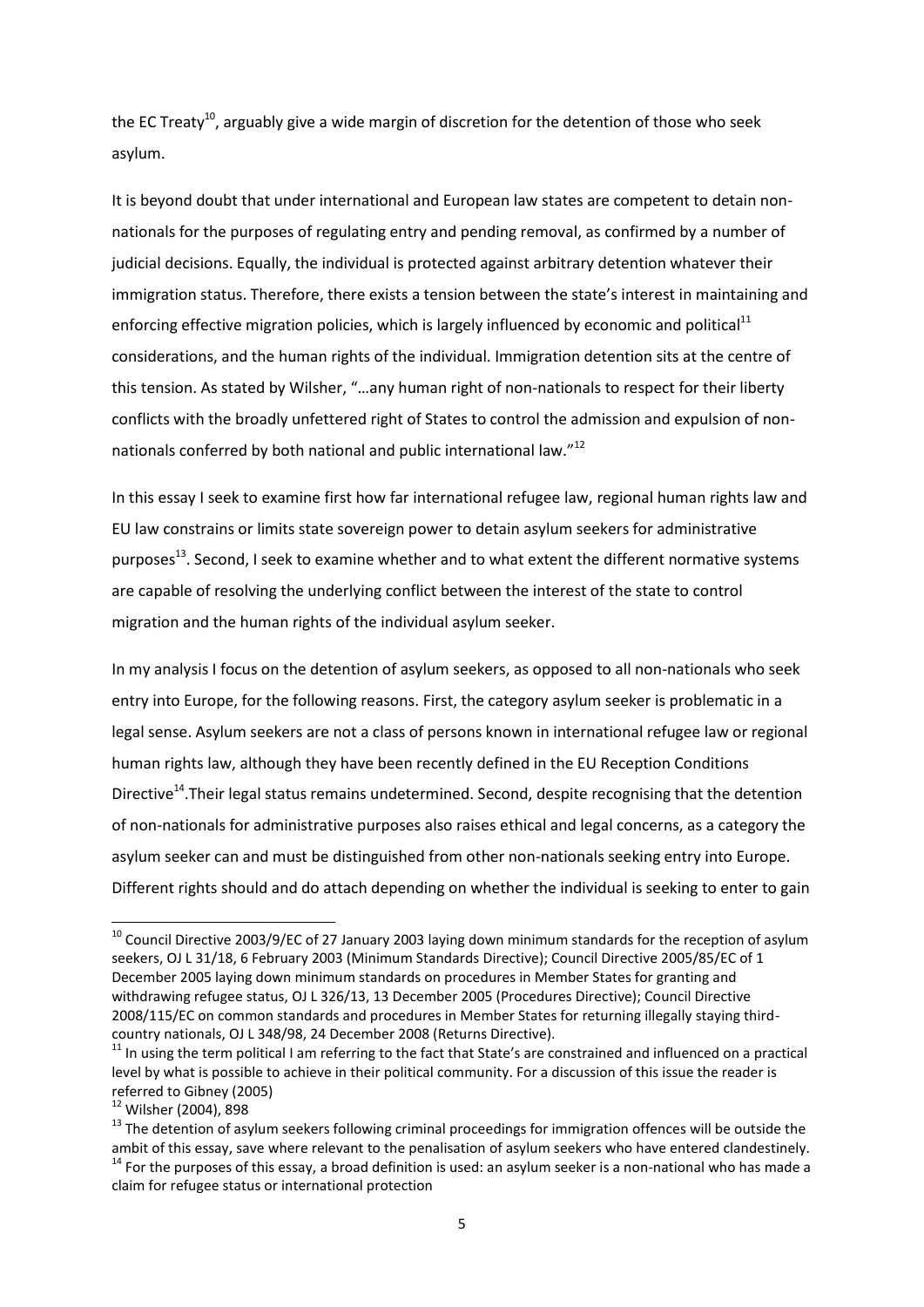the EC Treaty[10], arguably give a wide margin of discretion for the detention of those who seek asylum.

It is beyond doubt that under international and European law states are competent to detain non-nationals for the purposes of regulating entry and pending removal, as confirmed by a number of judicial decisions. Equally, the individual is protected against arbitrary detention whatever their immigration status. Therefore, there exists a tension between the state's interest in maintaining and enforcing effective migration policies, which is largely influenced by economic and political[11] considerations, and the human rights of the individual. Immigration detention sits at the centre of this tension. As stated by Wilsher, "…any human right of non-nationals to respect for their liberty conflicts with the broadly unfettered right of States to control the admission and expulsion of non-nationals conferred by both national and public international law."[12]

In this essay I seek to examine first how far international refugee law, regional human rights law and EU law constrains or limits state sovereign power to detain asylum seekers for administrative purposes[13]. Second, I seek to examine whether and to what extent the different normative systems are capable of resolving the underlying conflict between the interest of the state to control migration and the human rights of the individual asylum seeker.

In my analysis I focus on the detention of asylum seekers, as opposed to all non-nationals who seek entry into Europe, for the following reasons. First, the category asylum seeker is problematic in a legal sense. Asylum seekers are not a class of persons known in international refugee law or regional human rights law, although they have been recently defined in the EU Reception Conditions Directive[14].Their legal status remains undetermined. Second, despite recognising that the detention of non-nationals for administrative purposes also raises ethical and legal concerns, as a category the asylum seeker can and must be distinguished from other non-nationals seeking entry into Europe. Different rights should and do attach depending on whether the individual is seeking to enter to gain

---

[10] Council Directive 2003/9/EC of 27 January 2003 laying down minimum standards for the reception of asylum seekers, OJ L 31/18, 6 February 2003 (Minimum Standards Directive); Council Directive 2005/85/EC of 1 December 2005 laying down minimum standards on procedures in Member States for granting and withdrawing refugee status, OJ L 326/13, 13 December 2005 (Procedures Directive); Council Directive 2008/115/EC on common standards and procedures in Member States for returning illegally staying third-country nationals, OJ L 348/98, 24 December 2008 (Returns Directive).

[11] In using the term political I am referring to the fact that State's are constrained and influenced on a practical level by what is possible to achieve in their political community. For a discussion of this issue the reader is referred to Gibney (2005)

[12] Wilsher (2004), 898

[13] The detention of asylum seekers following criminal proceedings for immigration offences will be outside the ambit of this essay, save where relevant to the penalisation of asylum seekers who have entered clandestinely.

[14] For the purposes of this essay, a broad definition is used: an asylum seeker is a non-national who has made a claim for refugee status or international protection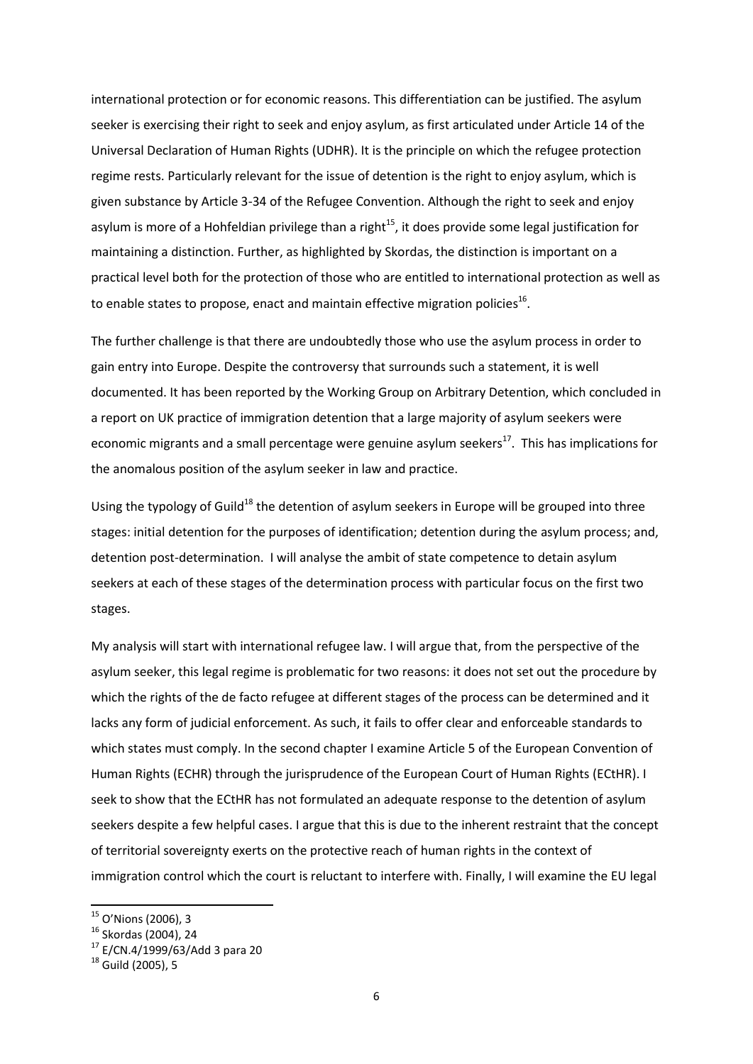international protection or for economic reasons. This differentiation can be justified. The asylum seeker is exercising their right to seek and enjoy asylum, as first articulated under Article 14 of the Universal Declaration of Human Rights (UDHR). It is the principle on which the refugee protection regime rests. Particularly relevant for the issue of detention is the right to enjoy asylum, which is given substance by Article 3-34 of the Refugee Convention. Although the right to seek and enjoy asylum is more of a Hohfeldian privilege than a right[15], it does provide some legal justification for maintaining a distinction. Further, as highlighted by Skordas, the distinction is important on a practical level both for the protection of those who are entitled to international protection as well as to enable states to propose, enact and maintain effective migration policies[16].

The further challenge is that there are undoubtedly those who use the asylum process in order to gain entry into Europe. Despite the controversy that surrounds such a statement, it is well documented. It has been reported by the Working Group on Arbitrary Detention, which concluded in a report on UK practice of immigration detention that a large majority of asylum seekers were economic migrants and a small percentage were genuine asylum seekers[17]. This has implications for the anomalous position of the asylum seeker in law and practice.

Using the typology of Guild[18] the detention of asylum seekers in Europe will be grouped into three stages: initial detention for the purposes of identification; detention during the asylum process; and, detention post-determination. I will analyse the ambit of state competence to detain asylum seekers at each of these stages of the determination process with particular focus on the first two stages.

My analysis will start with international refugee law. I will argue that, from the perspective of the asylum seeker, this legal regime is problematic for two reasons: it does not set out the procedure by which the rights of the de facto refugee at different stages of the process can be determined and it lacks any form of judicial enforcement. As such, it fails to offer clear and enforceable standards to which states must comply. In the second chapter I examine Article 5 of the European Convention of Human Rights (ECHR) through the jurisprudence of the European Court of Human Rights (ECtHR). I seek to show that the ECtHR has not formulated an adequate response to the detention of asylum seekers despite a few helpful cases. I argue that this is due to the inherent restraint that the concept of territorial sovereignty exerts on the protective reach of human rights in the context of immigration control which the court is reluctant to interfere with. Finally, I will examine the EU legal

[15] O'Nions (2006), 3

[16] Skordas (2004), 24

[17] E/CN.4/1999/63/Add 3 para 20

[18] Guild (2005), 5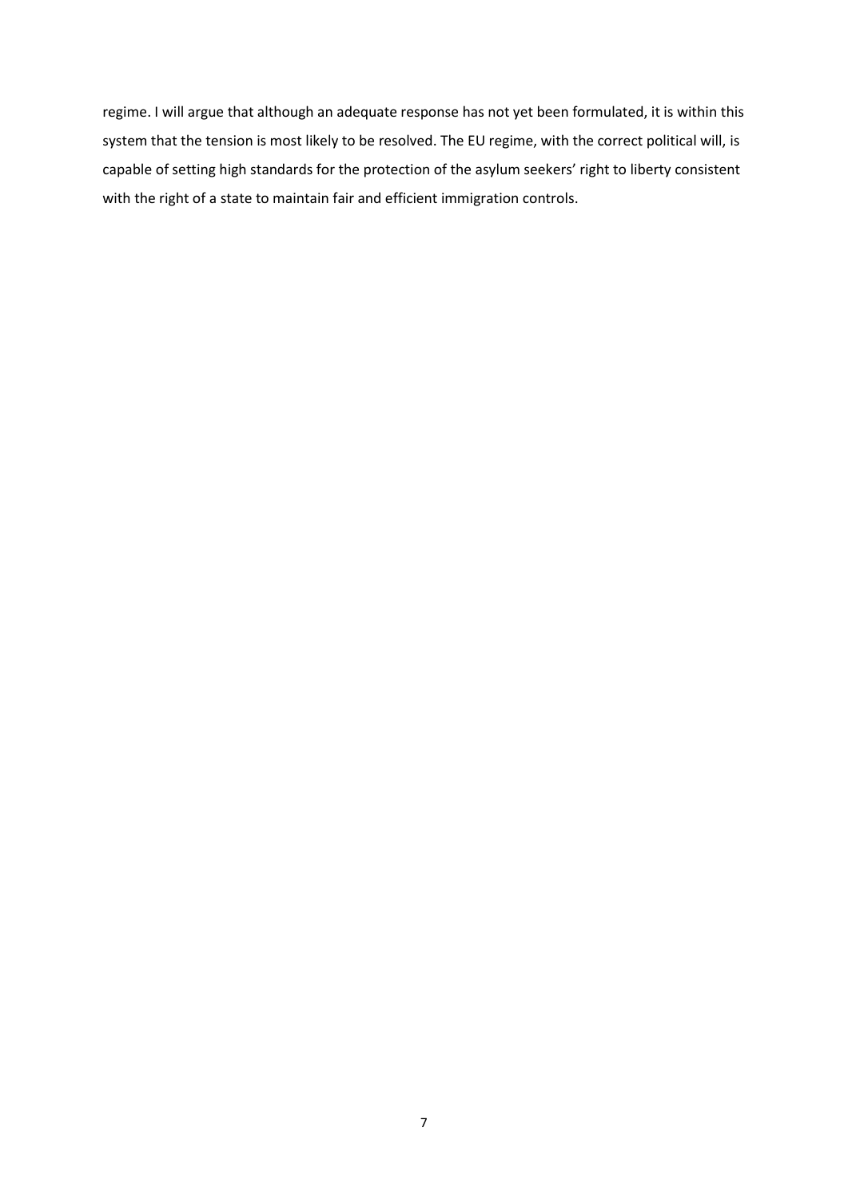regime. I will argue that although an adequate response has not yet been formulated, it is within this system that the tension is most likely to be resolved. The EU regime, with the correct political will, is capable of setting high standards for the protection of the asylum seekers' right to liberty consistent with the right of a state to maintain fair and efficient immigration controls.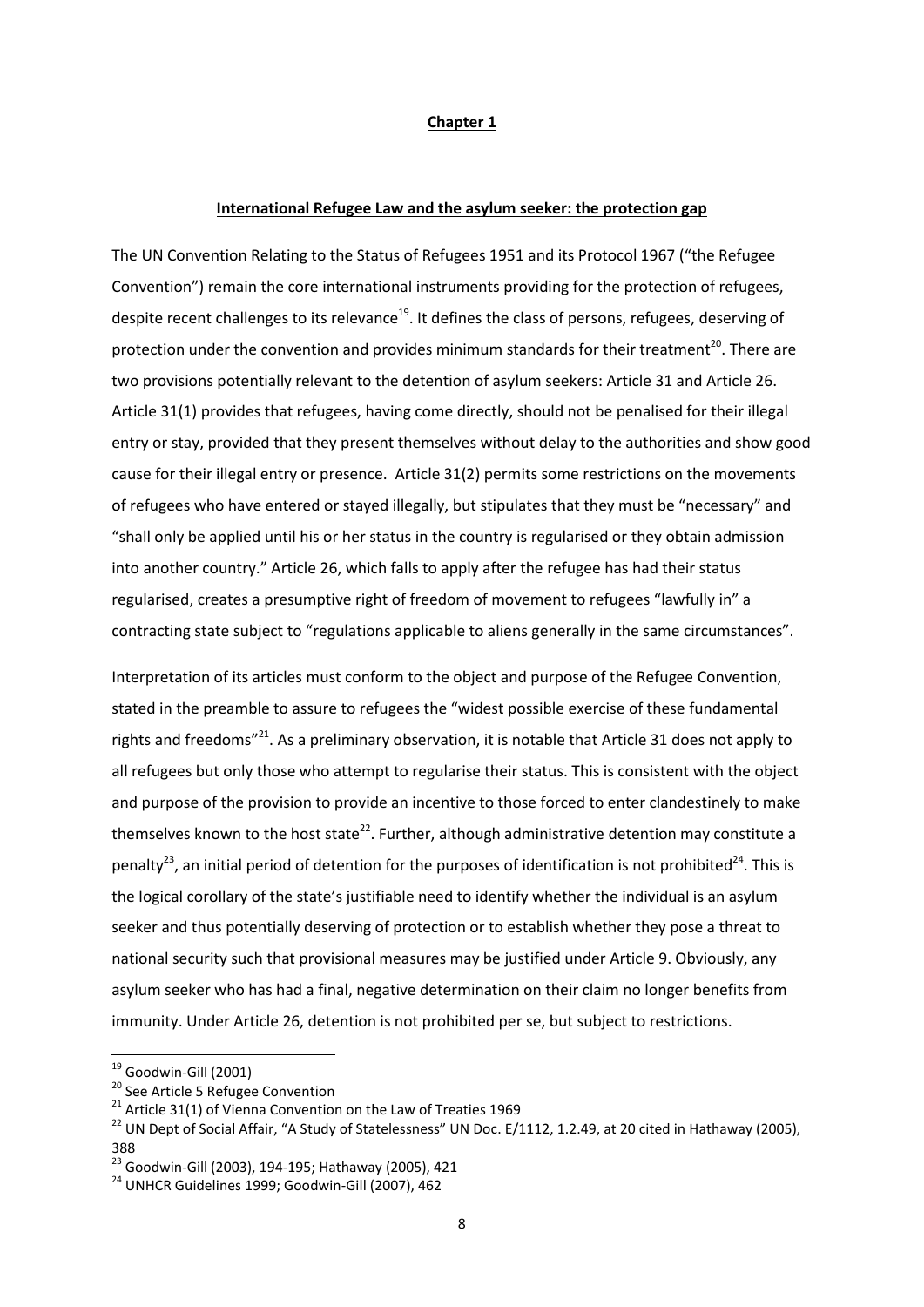## Chapter 1

### International Refugee Law and the asylum seeker: the protection gap

The UN Convention Relating to the Status of Refugees 1951 and its Protocol 1967 ("the Refugee Convention") remain the core international instruments providing for the protection of refugees, despite recent challenges to its relevance[19]. It defines the class of persons, refugees, deserving of protection under the convention and provides minimum standards for their treatment[20]. There are two provisions potentially relevant to the detention of asylum seekers: Article 31 and Article 26. Article 31(1) provides that refugees, having come directly, should not be penalised for their illegal entry or stay, provided that they present themselves without delay to the authorities and show good cause for their illegal entry or presence. Article 31(2) permits some restrictions on the movements of refugees who have entered or stayed illegally, but stipulates that they must be "necessary" and "shall only be applied until his or her status in the country is regularised or they obtain admission into another country." Article 26, which falls to apply after the refugee has had their status regularised, creates a presumptive right of freedom of movement to refugees "lawfully in" a contracting state subject to "regulations applicable to aliens generally in the same circumstances".

Interpretation of its articles must conform to the object and purpose of the Refugee Convention, stated in the preamble to assure to refugees the "widest possible exercise of these fundamental rights and freedoms"[21]. As a preliminary observation, it is notable that Article 31 does not apply to all refugees but only those who attempt to regularise their status. This is consistent with the object and purpose of the provision to provide an incentive to those forced to enter clandestinely to make themselves known to the host state[22]. Further, although administrative detention may constitute a penalty[23], an initial period of detention for the purposes of identification is not prohibited[24]. This is the logical corollary of the state's justifiable need to identify whether the individual is an asylum seeker and thus potentially deserving of protection or to establish whether they pose a threat to national security such that provisional measures may be justified under Article 9. Obviously, any asylum seeker who has had a final, negative determination on their claim no longer benefits from immunity. Under Article 26, detention is not prohibited per se, but subject to restrictions.

---

[19] Goodwin-Gill (2001)

[20] See Article 5 Refugee Convention

[21] Article 31(1) of Vienna Convention on the Law of Treaties 1969

[22] UN Dept of Social Affair, "A Study of Statelessness" UN Doc. E/1112, 1.2.49, at 20 cited in Hathaway (2005), 388

[23] Goodwin-Gill (2003), 194-195; Hathaway (2005), 421

[24] UNHCR Guidelines 1999; Goodwin-Gill (2007), 462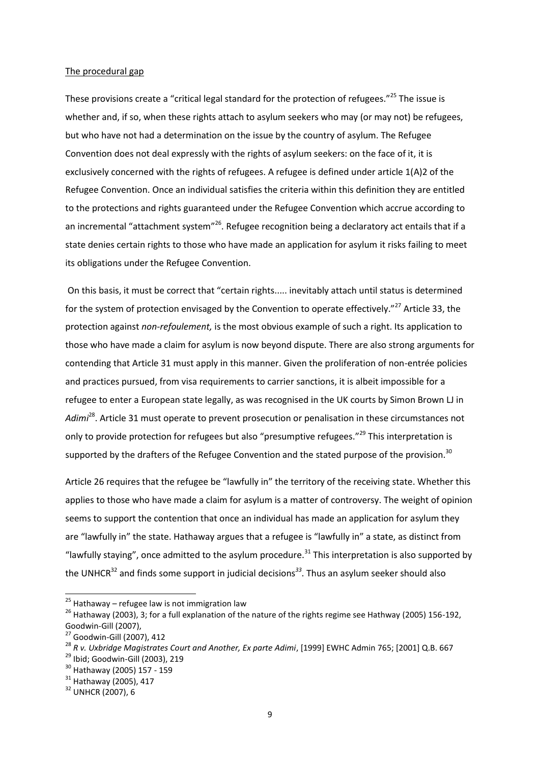The procedural gap

These provisions create a "critical legal standard for the protection of refugees."[25] The issue is whether and, if so, when these rights attach to asylum seekers who may (or may not) be refugees, but who have not had a determination on the issue by the country of asylum. The Refugee Convention does not deal expressly with the rights of asylum seekers: on the face of it, it is exclusively concerned with the rights of refugees. A refugee is defined under article 1(A)2 of the Refugee Convention. Once an individual satisfies the criteria within this definition they are entitled to the protections and rights guaranteed under the Refugee Convention which accrue according to an incremental "attachment system"[26]. Refugee recognition being a declaratory act entails that if a state denies certain rights to those who have made an application for asylum it risks failing to meet its obligations under the Refugee Convention.

On this basis, it must be correct that "certain rights..... inevitably attach until status is determined for the system of protection envisaged by the Convention to operate effectively."[27] Article 33, the protection against *non-refoulement,* is the most obvious example of such a right. Its application to those who have made a claim for asylum is now beyond dispute. There are also strong arguments for contending that Article 31 must apply in this manner. Given the proliferation of non-entrée policies and practices pursued, from visa requirements to carrier sanctions, it is albeit impossible for a refugee to enter a European state legally, as was recognised in the UK courts by Simon Brown LJ in *Adimi*[28]. Article 31 must operate to prevent prosecution or penalisation in these circumstances not only to provide protection for refugees but also "presumptive refugees."[29] This interpretation is supported by the drafters of the Refugee Convention and the stated purpose of the provision.[30]

Article 26 requires that the refugee be "lawfully in" the territory of the receiving state. Whether this applies to those who have made a claim for asylum is a matter of controversy. The weight of opinion seems to support the contention that once an individual has made an application for asylum they are "lawfully in" the state. Hathaway argues that a refugee is "lawfully in" a state, as distinct from "lawfully staying", once admitted to the asylum procedure.[31] This interpretation is also supported by the UNHCR[32] and finds some support in judicial decisions[33]. Thus an asylum seeker should also

---

[25] Hathaway – refugee law is not immigration law

[26] Hathaway (2003), 3; for a full explanation of the nature of the rights regime see Hathway (2005) 156-192, Goodwin-Gill (2007),

[27] Goodwin-Gill (2007), 412

[28] *R v. Uxbridge Magistrates Court and Another, Ex parte Adimi*, [1999] EWHC Admin 765; [2001] Q.B. 667

[29] Ibid; Goodwin-Gill (2003), 219

[30] Hathaway (2005) 157 - 159

[31] Hathaway (2005), 417

[32] UNHCR (2007), 6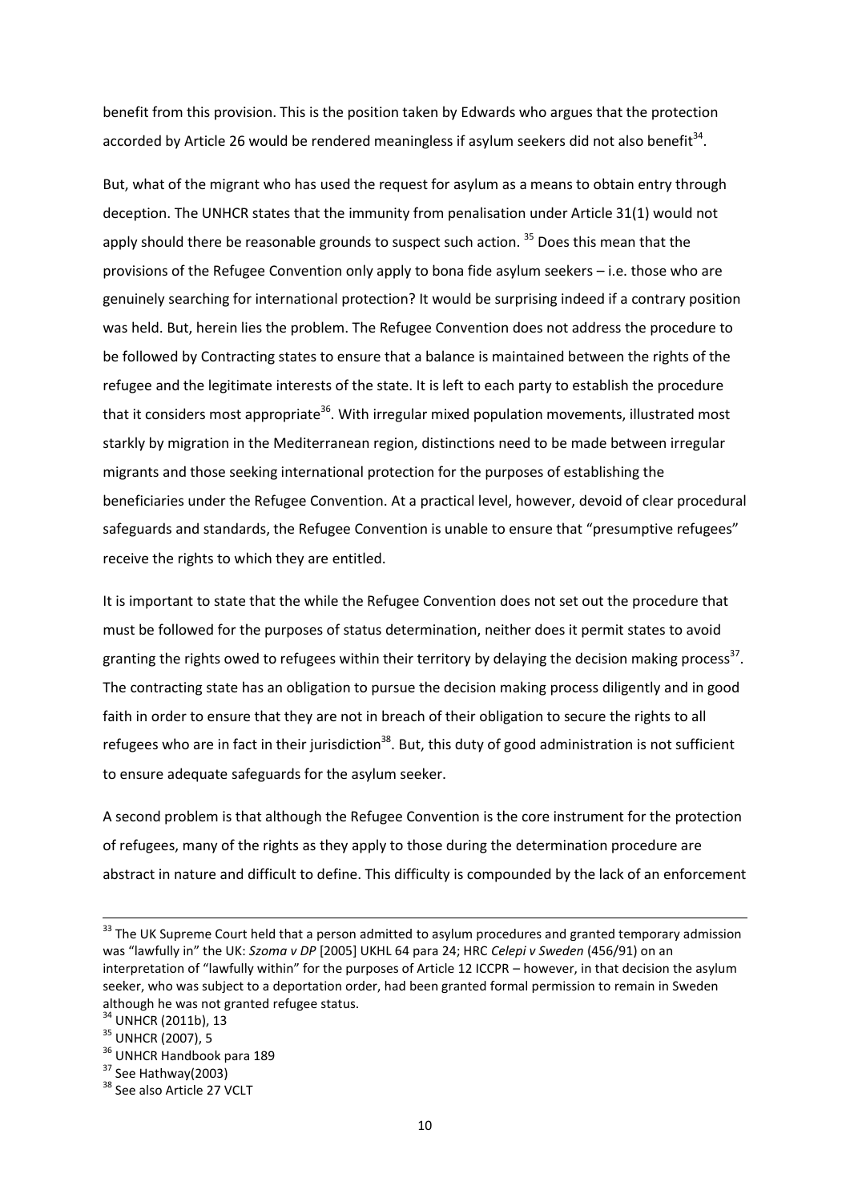benefit from this provision. This is the position taken by Edwards who argues that the protection accorded by Article 26 would be rendered meaningless if asylum seekers did not also benefit[34].

But, what of the migrant who has used the request for asylum as a means to obtain entry through deception. The UNHCR states that the immunity from penalisation under Article 31(1) would not apply should there be reasonable grounds to suspect such action. [35] Does this mean that the provisions of the Refugee Convention only apply to bona fide asylum seekers – i.e. those who are genuinely searching for international protection? It would be surprising indeed if a contrary position was held. But, herein lies the problem. The Refugee Convention does not address the procedure to be followed by Contracting states to ensure that a balance is maintained between the rights of the refugee and the legitimate interests of the state. It is left to each party to establish the procedure that it considers most appropriate[36]. With irregular mixed population movements, illustrated most starkly by migration in the Mediterranean region, distinctions need to be made between irregular migrants and those seeking international protection for the purposes of establishing the beneficiaries under the Refugee Convention. At a practical level, however, devoid of clear procedural safeguards and standards, the Refugee Convention is unable to ensure that "presumptive refugees" receive the rights to which they are entitled.

It is important to state that the while the Refugee Convention does not set out the procedure that must be followed for the purposes of status determination, neither does it permit states to avoid granting the rights owed to refugees within their territory by delaying the decision making process[37]. The contracting state has an obligation to pursue the decision making process diligently and in good faith in order to ensure that they are not in breach of their obligation to secure the rights to all refugees who are in fact in their jurisdiction[38]. But, this duty of good administration is not sufficient to ensure adequate safeguards for the asylum seeker.

A second problem is that although the Refugee Convention is the core instrument for the protection of refugees, many of the rights as they apply to those during the determination procedure are abstract in nature and difficult to define. This difficulty is compounded by the lack of an enforcement

---

[33] The UK Supreme Court held that a person admitted to asylum procedures and granted temporary admission was "lawfully in" the UK: *Szoma v DP* [2005] UKHL 64 para 24; HRC *Celepi v Sweden* (456/91) on an interpretation of "lawfully within" for the purposes of Article 12 ICCPR – however, in that decision the asylum seeker, who was subject to a deportation order, had been granted formal permission to remain in Sweden although he was not granted refugee status.

[34] UNHCR (2011b), 13

[35] UNHCR (2007), 5

[36] UNHCR Handbook para 189

[37] See Hathway(2003)

[38] See also Article 27 VCLT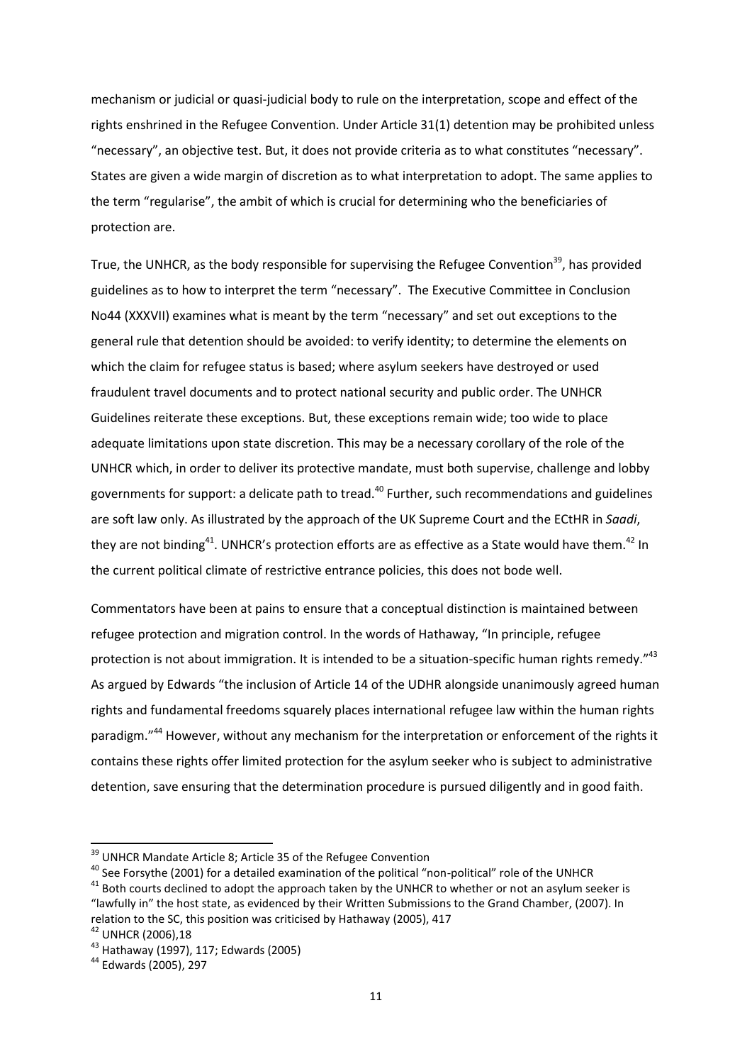mechanism or judicial or quasi-judicial body to rule on the interpretation, scope and effect of the rights enshrined in the Refugee Convention. Under Article 31(1) detention may be prohibited unless "necessary", an objective test. But, it does not provide criteria as to what constitutes "necessary". States are given a wide margin of discretion as to what interpretation to adopt. The same applies to the term "regularise", the ambit of which is crucial for determining who the beneficiaries of protection are.

True, the UNHCR, as the body responsible for supervising the Refugee Convention[39], has provided guidelines as to how to interpret the term "necessary". The Executive Committee in Conclusion No44 (XXXVII) examines what is meant by the term "necessary" and set out exceptions to the general rule that detention should be avoided: to verify identity; to determine the elements on which the claim for refugee status is based; where asylum seekers have destroyed or used fraudulent travel documents and to protect national security and public order. The UNHCR Guidelines reiterate these exceptions. But, these exceptions remain wide; too wide to place adequate limitations upon state discretion. This may be a necessary corollary of the role of the UNHCR which, in order to deliver its protective mandate, must both supervise, challenge and lobby governments for support: a delicate path to tread.[40] Further, such recommendations and guidelines are soft law only. As illustrated by the approach of the UK Supreme Court and the ECtHR in *Saadi*, they are not binding[41]. UNHCR's protection efforts are as effective as a State would have them.[42] In the current political climate of restrictive entrance policies, this does not bode well.

Commentators have been at pains to ensure that a conceptual distinction is maintained between refugee protection and migration control. In the words of Hathaway, "In principle, refugee protection is not about immigration. It is intended to be a situation-specific human rights remedy."[43] As argued by Edwards "the inclusion of Article 14 of the UDHR alongside unanimously agreed human rights and fundamental freedoms squarely places international refugee law within the human rights paradigm."[44] However, without any mechanism for the interpretation or enforcement of the rights it contains these rights offer limited protection for the asylum seeker who is subject to administrative detention, save ensuring that the determination procedure is pursued diligently and in good faith.

---

[39] UNHCR Mandate Article 8; Article 35 of the Refugee Convention

[40] See Forsythe (2001) for a detailed examination of the political "non-political" role of the UNHCR

[41] Both courts declined to adopt the approach taken by the UNHCR to whether or not an asylum seeker is "lawfully in" the host state, as evidenced by their Written Submissions to the Grand Chamber, (2007). In relation to the SC, this position was criticised by Hathaway (2005), 417

[42] UNHCR (2006),18

[43] Hathaway (1997), 117; Edwards (2005)

[44] Edwards (2005), 297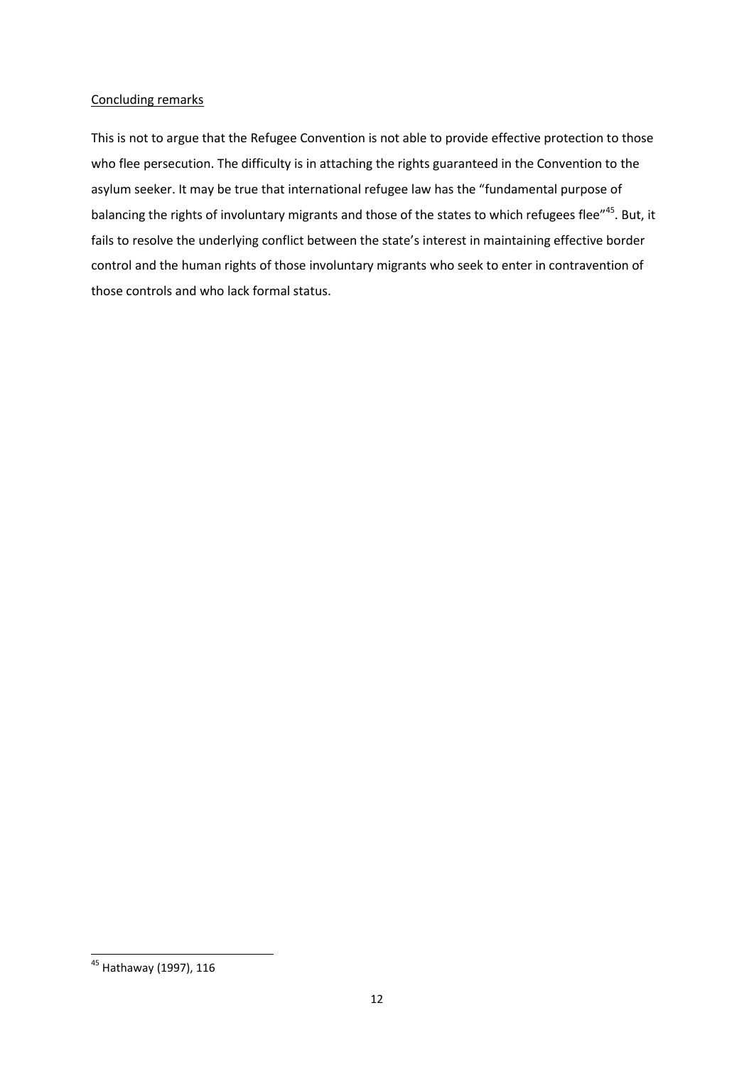Concluding remarks

This is not to argue that the Refugee Convention is not able to provide effective protection to those who flee persecution. The difficulty is in attaching the rights guaranteed in the Convention to the asylum seeker. It may be true that international refugee law has the "fundamental purpose of balancing the rights of involuntary migrants and those of the states to which refugees flee"[45]. But, it fails to resolve the underlying conflict between the state's interest in maintaining effective border control and the human rights of those involuntary migrants who seek to enter in contravention of those controls and who lack formal status.

[45] Hathaway (1997), 116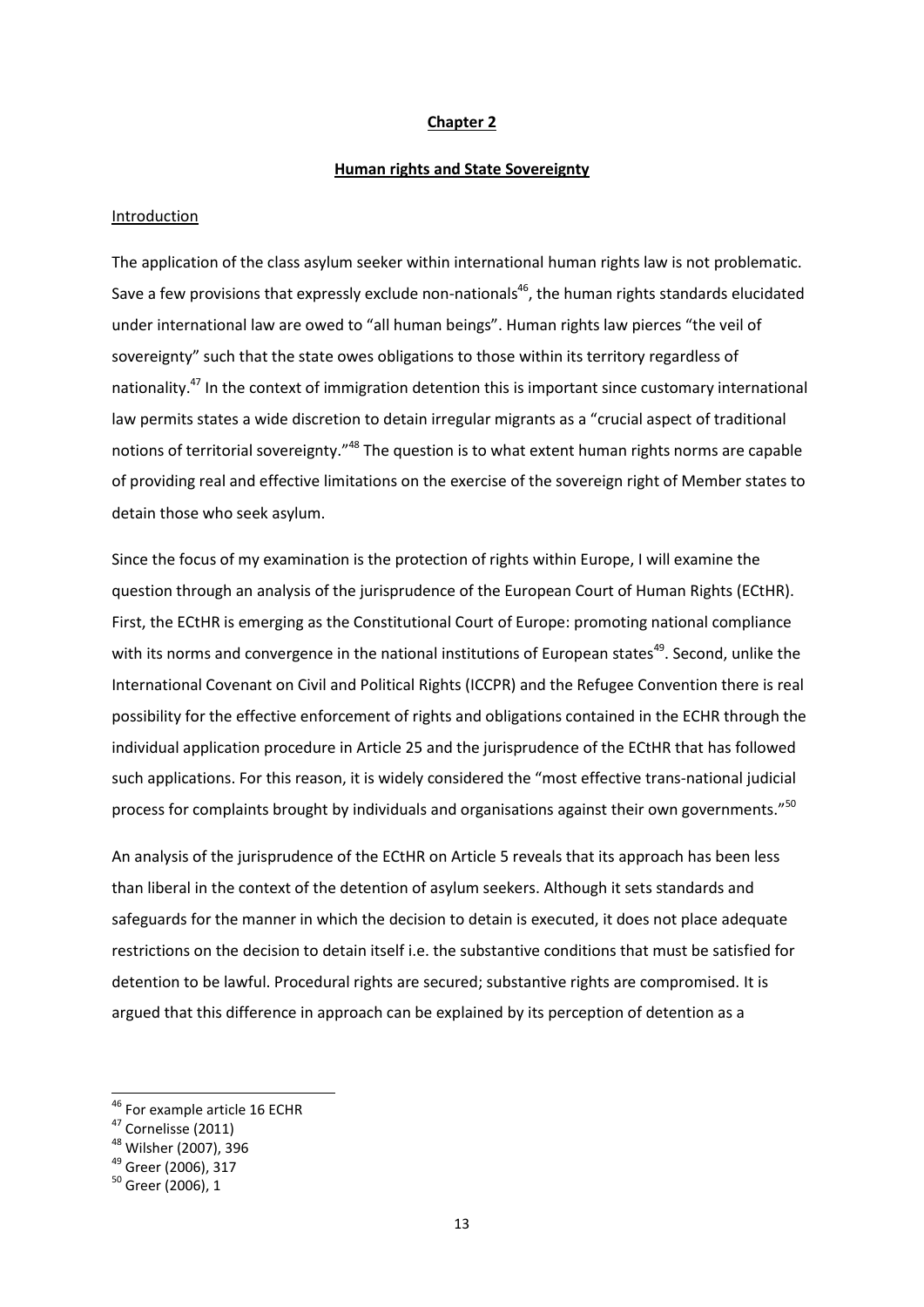## Chapter 2

### Human rights and State Sovereignty

Introduction

The application of the class asylum seeker within international human rights law is not problematic. Save a few provisions that expressly exclude non-nationals[46], the human rights standards elucidated under international law are owed to "all human beings". Human rights law pierces "the veil of sovereignty" such that the state owes obligations to those within its territory regardless of nationality.[47] In the context of immigration detention this is important since customary international law permits states a wide discretion to detain irregular migrants as a "crucial aspect of traditional notions of territorial sovereignty."[48] The question is to what extent human rights norms are capable of providing real and effective limitations on the exercise of the sovereign right of Member states to detain those who seek asylum.

Since the focus of my examination is the protection of rights within Europe, I will examine the question through an analysis of the jurisprudence of the European Court of Human Rights (ECtHR). First, the ECtHR is emerging as the Constitutional Court of Europe: promoting national compliance with its norms and convergence in the national institutions of European states[49]. Second, unlike the International Covenant on Civil and Political Rights (ICCPR) and the Refugee Convention there is real possibility for the effective enforcement of rights and obligations contained in the ECHR through the individual application procedure in Article 25 and the jurisprudence of the ECtHR that has followed such applications. For this reason, it is widely considered the "most effective trans-national judicial process for complaints brought by individuals and organisations against their own governments."[50]

An analysis of the jurisprudence of the ECtHR on Article 5 reveals that its approach has been less than liberal in the context of the detention of asylum seekers. Although it sets standards and safeguards for the manner in which the decision to detain is executed, it does not place adequate restrictions on the decision to detain itself i.e. the substantive conditions that must be satisfied for detention to be lawful. Procedural rights are secured; substantive rights are compromised. It is argued that this difference in approach can be explained by its perception of detention as a

---

[46] For example article 16 ECHR

[47] Cornelisse (2011)

[48] Wilsher (2007), 396

[49] Greer (2006), 317

[50] Greer (2006), 1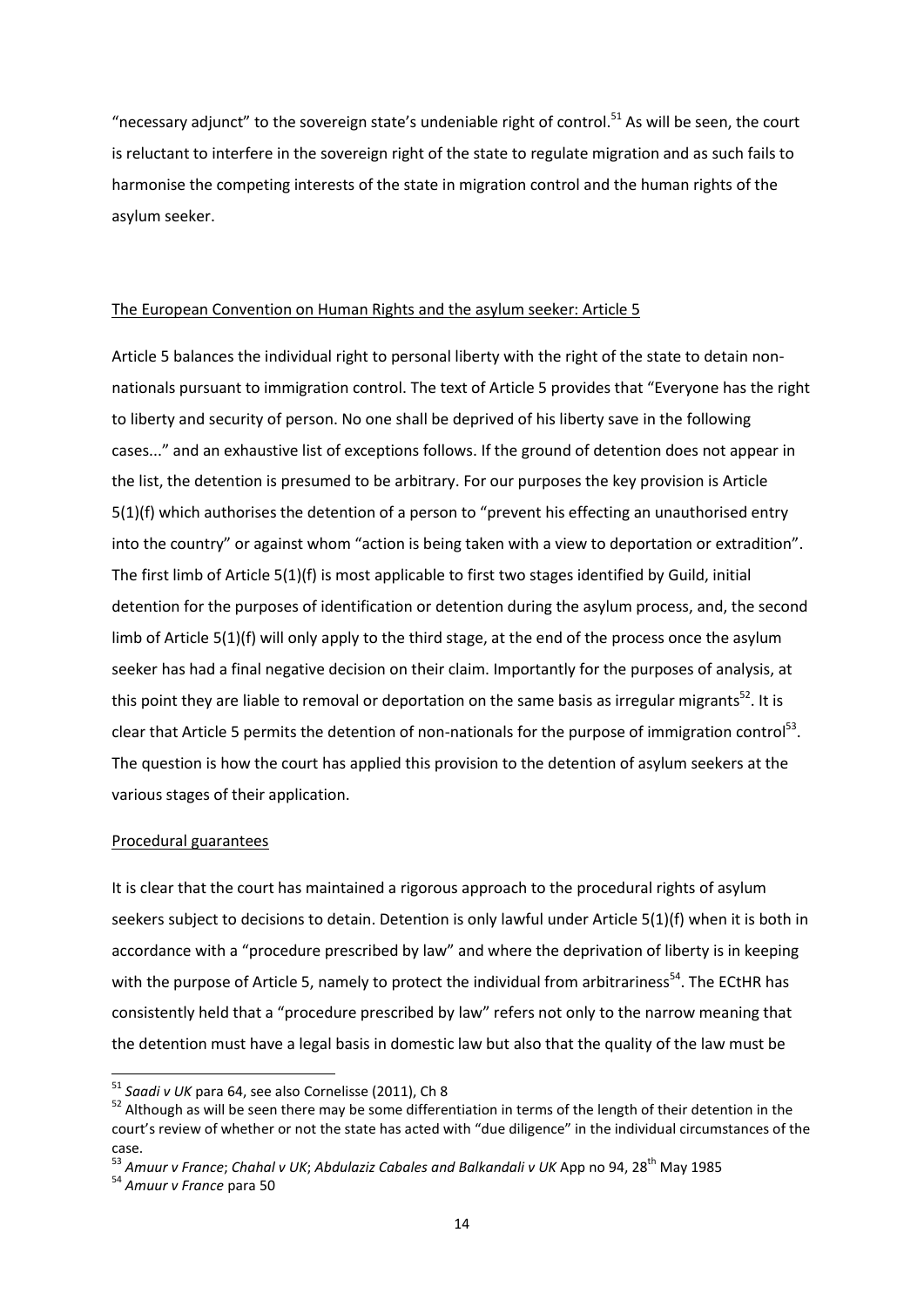"necessary adjunct" to the sovereign state's undeniable right of control.[51] As will be seen, the court is reluctant to interfere in the sovereign right of the state to regulate migration and as such fails to harmonise the competing interests of the state in migration control and the human rights of the asylum seeker.

<u>The European Convention on Human Rights and the asylum seeker: Article 5</u>

Article 5 balances the individual right to personal liberty with the right of the state to detain non-nationals pursuant to immigration control. The text of Article 5 provides that "Everyone has the right to liberty and security of person. No one shall be deprived of his liberty save in the following cases..." and an exhaustive list of exceptions follows. If the ground of detention does not appear in the list, the detention is presumed to be arbitrary. For our purposes the key provision is Article 5(1)(f) which authorises the detention of a person to "prevent his effecting an unauthorised entry into the country" or against whom "action is being taken with a view to deportation or extradition". The first limb of Article 5(1)(f) is most applicable to first two stages identified by Guild, initial detention for the purposes of identification or detention during the asylum process, and, the second limb of Article 5(1)(f) will only apply to the third stage, at the end of the process once the asylum seeker has had a final negative decision on their claim. Importantly for the purposes of analysis, at this point they are liable to removal or deportation on the same basis as irregular migrants[52]. It is clear that Article 5 permits the detention of non-nationals for the purpose of immigration control[53]. The question is how the court has applied this provision to the detention of asylum seekers at the various stages of their application.

<u>Procedural guarantees</u>

It is clear that the court has maintained a rigorous approach to the procedural rights of asylum seekers subject to decisions to detain. Detention is only lawful under Article 5(1)(f) when it is both in accordance with a "procedure prescribed by law" and where the deprivation of liberty is in keeping with the purpose of Article 5, namely to protect the individual from arbitrariness[54]. The ECtHR has consistently held that a "procedure prescribed by law" refers not only to the narrow meaning that the detention must have a legal basis in domestic law but also that the quality of the law must be

---

[51] *Saadi v UK* para 64, see also Cornelisse (2011), Ch 8

[52] Although as will be seen there may be some differentiation in terms of the length of their detention in the court's review of whether or not the state has acted with "due diligence" in the individual circumstances of the case.

[53] *Amuur v France*; *Chahal v UK*; *Abdulaziz Cabales and Balkandali v UK* App no 94, 28th May 1985

[54] *Amuur v France* para 50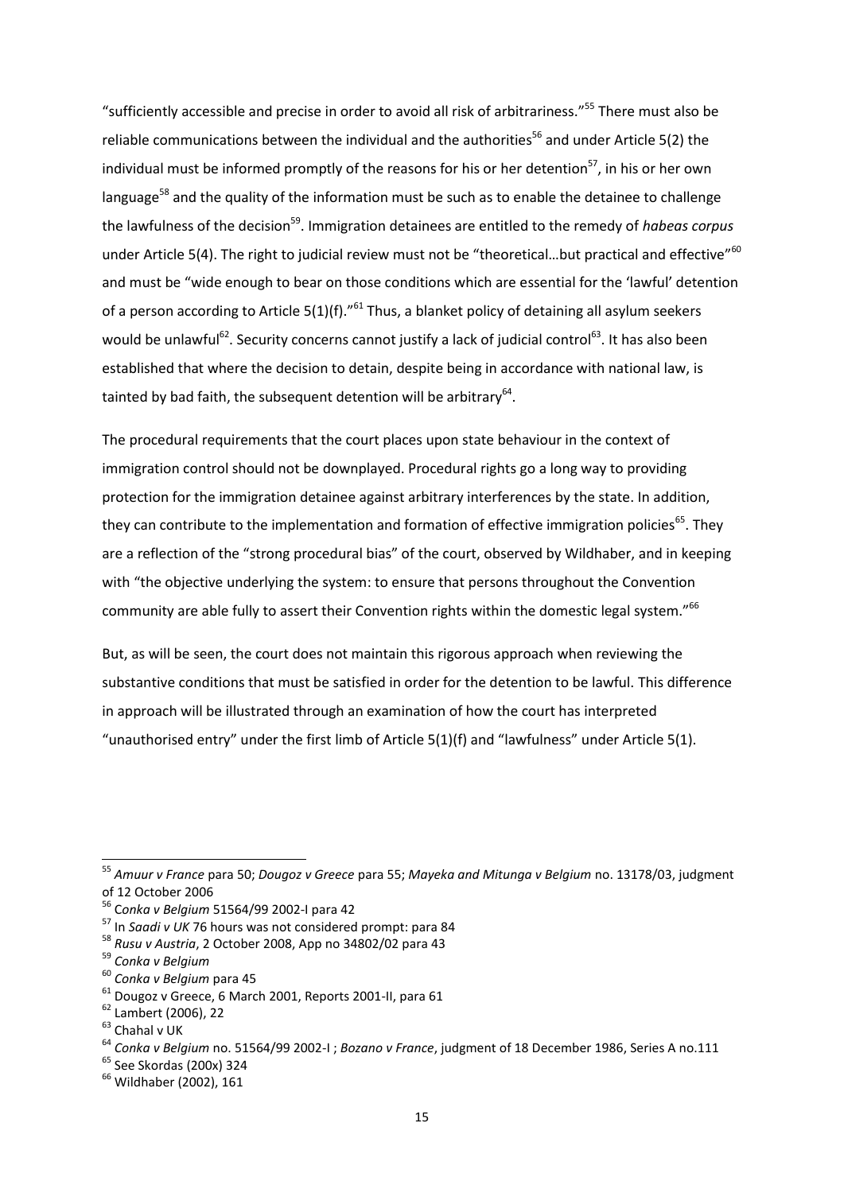"sufficiently accessible and precise in order to avoid all risk of arbitrariness."[55] There must also be reliable communications between the individual and the authorities[56] and under Article 5(2) the individual must be informed promptly of the reasons for his or her detention[57], in his or her own language[58] and the quality of the information must be such as to enable the detainee to challenge the lawfulness of the decision[59]. Immigration detainees are entitled to the remedy of *habeas corpus* under Article 5(4). The right to judicial review must not be "theoretical…but practical and effective"[60] and must be "wide enough to bear on those conditions which are essential for the 'lawful' detention of a person according to Article 5(1)(f)."[61] Thus, a blanket policy of detaining all asylum seekers would be unlawful[62]. Security concerns cannot justify a lack of judicial control[63]. It has also been established that where the decision to detain, despite being in accordance with national law, is tainted by bad faith, the subsequent detention will be arbitrary[64].

The procedural requirements that the court places upon state behaviour in the context of immigration control should not be downplayed. Procedural rights go a long way to providing protection for the immigration detainee against arbitrary interferences by the state. In addition, they can contribute to the implementation and formation of effective immigration policies[65]. They are a reflection of the "strong procedural bias" of the court, observed by Wildhaber, and in keeping with "the objective underlying the system: to ensure that persons throughout the Convention community are able fully to assert their Convention rights within the domestic legal system."[66]

But, as will be seen, the court does not maintain this rigorous approach when reviewing the substantive conditions that must be satisfied in order for the detention to be lawful. This difference in approach will be illustrated through an examination of how the court has interpreted "unauthorised entry" under the first limb of Article 5(1)(f) and "lawfulness" under Article 5(1).

---

[55] *Amuur v France* para 50; *Dougoz v Greece* para 55; *Mayeka and Mitunga v Belgium* no. 13178/03, judgment of 12 October 2006

[56] *Conka v Belgium* 51564/99 2002-I para 42

[57] In *Saadi v UK* 76 hours was not considered prompt: para 84

[58] *Rusu v Austria*, 2 October 2008, App no 34802/02 para 43

[59] *Conka v Belgium*

[60] *Conka v Belgium* para 45

[61] Dougoz v Greece, 6 March 2001, Reports 2001-II, para 61

[62] Lambert (2006), 22

[63] Chahal v UK

[64] *Conka v Belgium* no. 51564/99 2002-I ; *Bozano v France*, judgment of 18 December 1986, Series A no.111

[65] See Skordas (200x) 324

[66] Wildhaber (2002), 161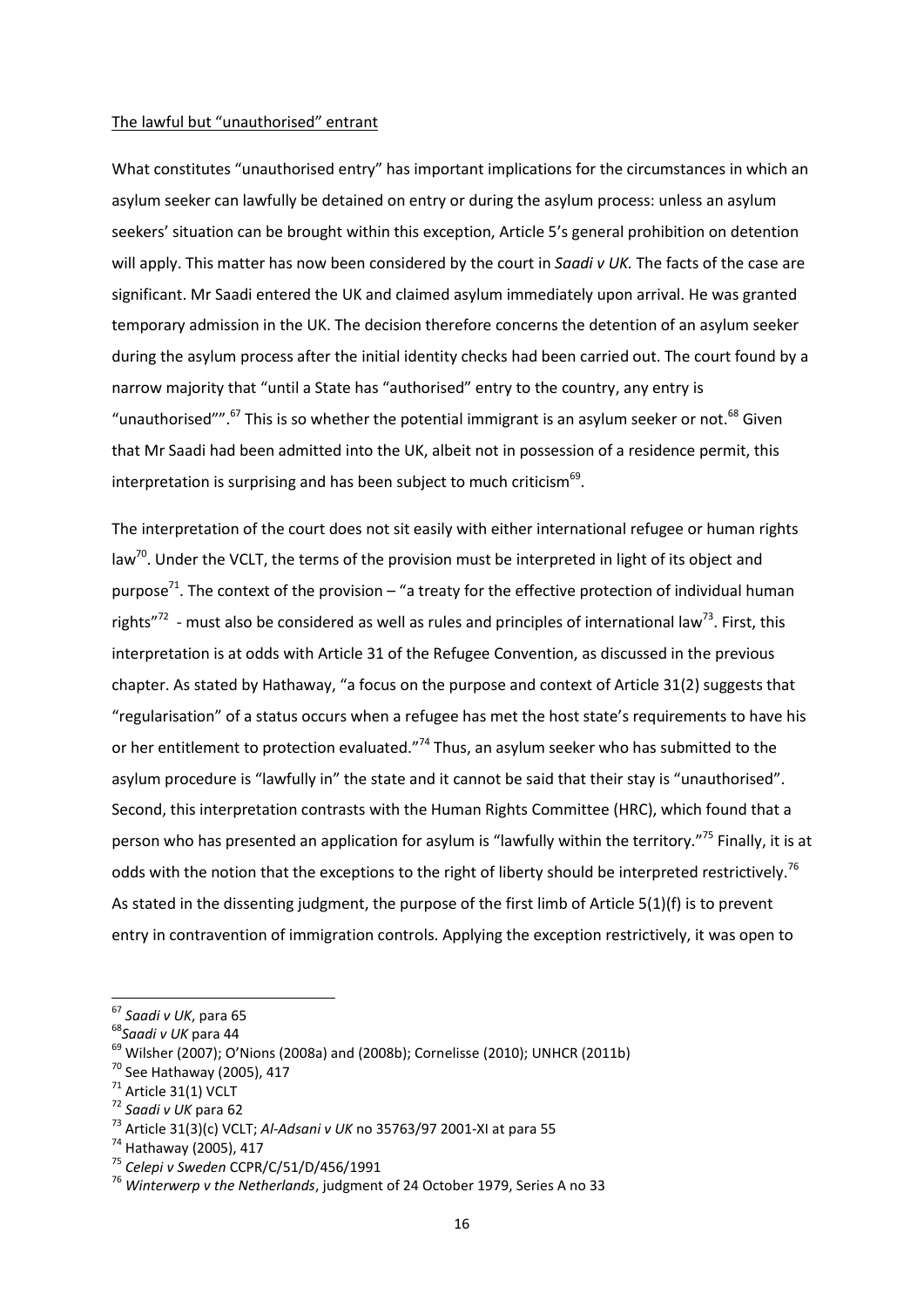The lawful but "unauthorised" entrant

What constitutes "unauthorised entry" has important implications for the circumstances in which an asylum seeker can lawfully be detained on entry or during the asylum process: unless an asylum seekers' situation can be brought within this exception, Article 5's general prohibition on detention will apply. This matter has now been considered by the court in *Saadi v UK*. The facts of the case are significant. Mr Saadi entered the UK and claimed asylum immediately upon arrival. He was granted temporary admission in the UK. The decision therefore concerns the detention of an asylum seeker during the asylum process after the initial identity checks had been carried out. The court found by a narrow majority that "until a State has "authorised" entry to the country, any entry is "unauthorised"".[67] This is so whether the potential immigrant is an asylum seeker or not.[68] Given that Mr Saadi had been admitted into the UK, albeit not in possession of a residence permit, this interpretation is surprising and has been subject to much criticism[69].

The interpretation of the court does not sit easily with either international refugee or human rights law[70]. Under the VCLT, the terms of the provision must be interpreted in light of its object and purpose[71]. The context of the provision – "a treaty for the effective protection of individual human rights"[72] - must also be considered as well as rules and principles of international law[73]. First, this interpretation is at odds with Article 31 of the Refugee Convention, as discussed in the previous chapter. As stated by Hathaway, "a focus on the purpose and context of Article 31(2) suggests that "regularisation" of a status occurs when a refugee has met the host state's requirements to have his or her entitlement to protection evaluated."[74] Thus, an asylum seeker who has submitted to the asylum procedure is "lawfully in" the state and it cannot be said that their stay is "unauthorised". Second, this interpretation contrasts with the Human Rights Committee (HRC), which found that a person who has presented an application for asylum is "lawfully within the territory."[75] Finally, it is at odds with the notion that the exceptions to the right of liberty should be interpreted restrictively.[76] As stated in the dissenting judgment, the purpose of the first limb of Article 5(1)(f) is to prevent entry in contravention of immigration controls. Applying the exception restrictively, it was open to

---

[67] *Saadi v UK*, para 65

[68] *Saadi v UK* para 44

[69] Wilsher (2007); O'Nions (2008a) and (2008b); Cornelisse (2010); UNHCR (2011b)

[70] See Hathaway (2005), 417

[71] Article 31(1) VCLT

[72] *Saadi v UK* para 62

[73] Article 31(3)(c) VCLT; *Al-Adsani v UK* no 35763/97 2001-XI at para 55

[74] Hathaway (2005), 417

[75] *Celepi v Sweden* CCPR/C/51/D/456/1991

[76] *Winterwerp v the Netherlands*, judgment of 24 October 1979, Series A no 33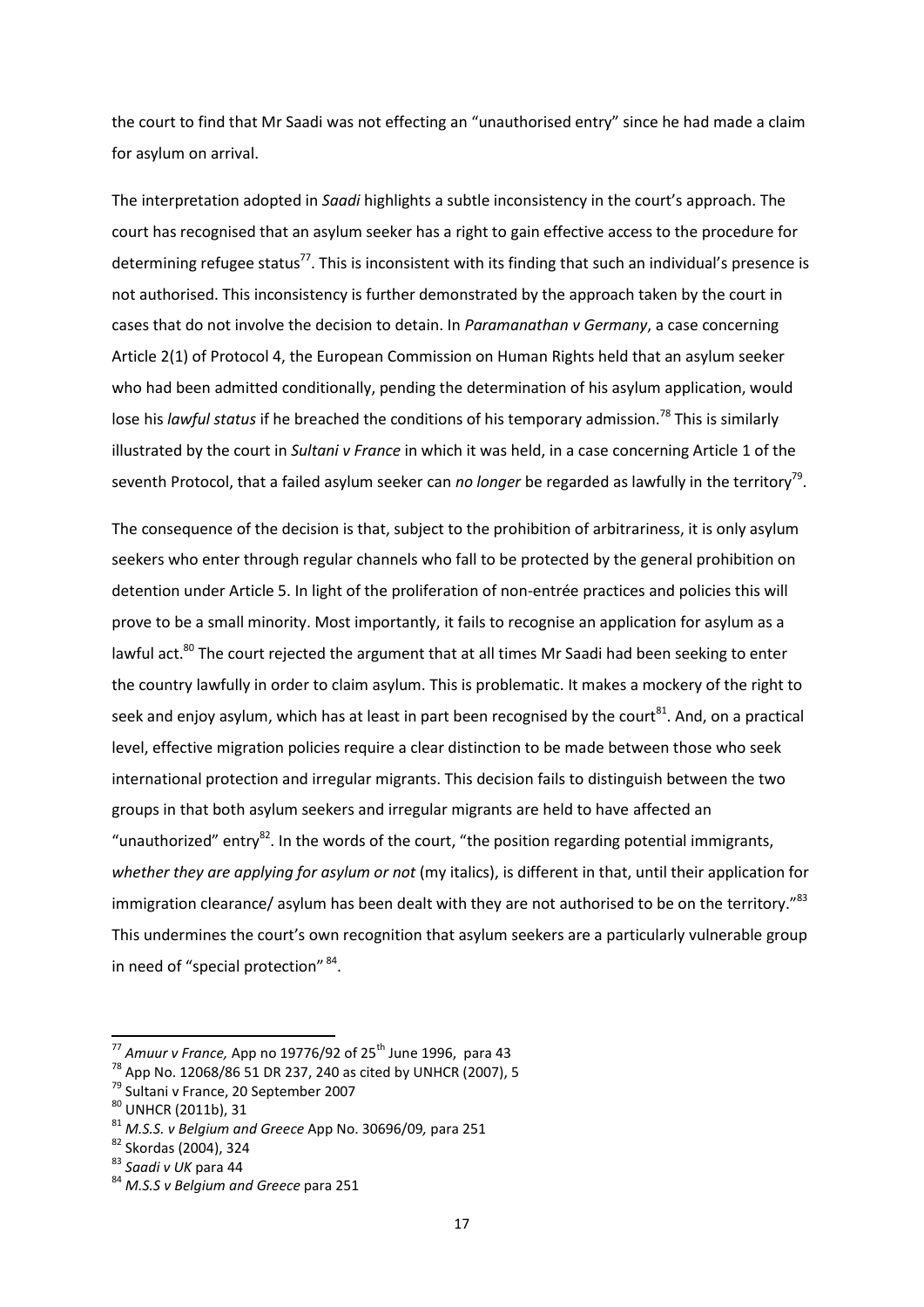the court to find that Mr Saadi was not effecting an "unauthorised entry" since he had made a claim for asylum on arrival.

The interpretation adopted in *Saadi* highlights a subtle inconsistency in the court's approach. The court has recognised that an asylum seeker has a right to gain effective access to the procedure for determining refugee status[77]. This is inconsistent with its finding that such an individual's presence is not authorised. This inconsistency is further demonstrated by the approach taken by the court in cases that do not involve the decision to detain. In *Paramanathan v Germany*, a case concerning Article 2(1) of Protocol 4, the European Commission on Human Rights held that an asylum seeker who had been admitted conditionally, pending the determination of his asylum application, would lose his *lawful status* if he breached the conditions of his temporary admission.[78] This is similarly illustrated by the court in *Sultani v France* in which it was held, in a case concerning Article 1 of the seventh Protocol, that a failed asylum seeker can *no longer* be regarded as lawfully in the territory[79].

The consequence of the decision is that, subject to the prohibition of arbitrariness, it is only asylum seekers who enter through regular channels who fall to be protected by the general prohibition on detention under Article 5. In light of the proliferation of non-entrée practices and policies this will prove to be a small minority. Most importantly, it fails to recognise an application for asylum as a lawful act.[80] The court rejected the argument that at all times Mr Saadi had been seeking to enter the country lawfully in order to claim asylum. This is problematic. It makes a mockery of the right to seek and enjoy asylum, which has at least in part been recognised by the court[81]. And, on a practical level, effective migration policies require a clear distinction to be made between those who seek international protection and irregular migrants. This decision fails to distinguish between the two groups in that both asylum seekers and irregular migrants are held to have affected an "unauthorized" entry[82]. In the words of the court, "the position regarding potential immigrants, *whether they are applying for asylum or not* (my italics), is different in that, until their application for immigration clearance/ asylum has been dealt with they are not authorised to be on the territory."[83] This undermines the court's own recognition that asylum seekers are a particularly vulnerable group in need of "special protection"[84].

---

[77] *Amuur v France,* App no 19776/92 of 25th June 1996, para 43

[78] App No. 12068/86 51 DR 237, 240 as cited by UNHCR (2007), 5

[79] Sultani v France, 20 September 2007

[80] UNHCR (2011b), 31

[81] *M.S.S. v Belgium and Greece* App No. 30696/09, para 251

[82] Skordas (2004), 324

[83] *Saadi v UK* para 44

[84] *M.S.S v Belgium and Greece* para 251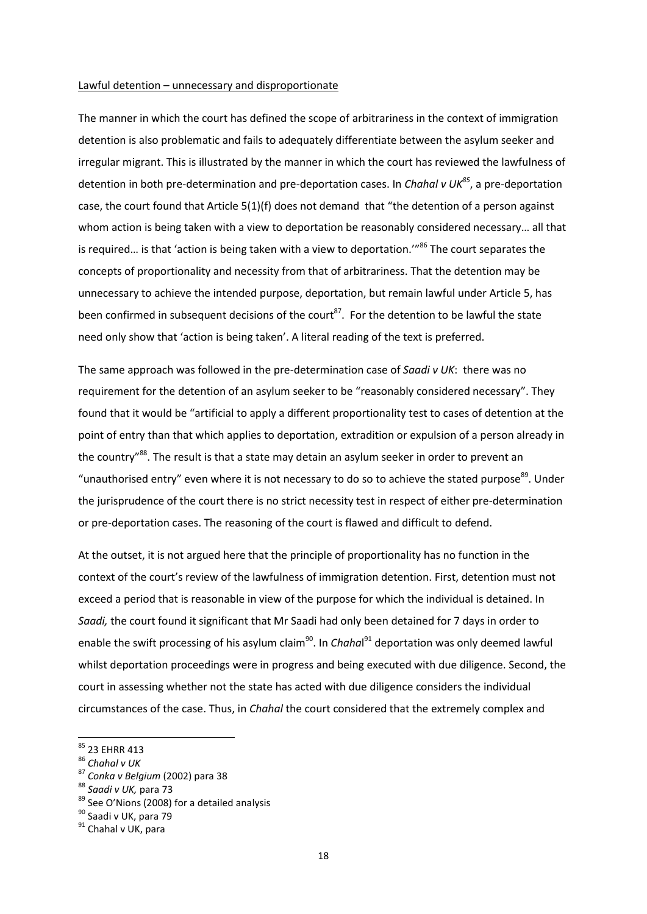Lawful detention – unnecessary and disproportionate

The manner in which the court has defined the scope of arbitrariness in the context of immigration detention is also problematic and fails to adequately differentiate between the asylum seeker and irregular migrant. This is illustrated by the manner in which the court has reviewed the lawfulness of detention in both pre-determination and pre-deportation cases. In *Chahal v UK*[85], a pre-deportation case, the court found that Article 5(1)(f) does not demand that "the detention of a person against whom action is being taken with a view to deportation be reasonably considered necessary… all that is required… is that 'action is being taken with a view to deportation.'"[86] The court separates the concepts of proportionality and necessity from that of arbitrariness. That the detention may be unnecessary to achieve the intended purpose, deportation, but remain lawful under Article 5, has been confirmed in subsequent decisions of the court[87]. For the detention to be lawful the state need only show that 'action is being taken'. A literal reading of the text is preferred.

The same approach was followed in the pre-determination case of *Saadi v UK*: there was no requirement for the detention of an asylum seeker to be "reasonably considered necessary". They found that it would be "artificial to apply a different proportionality test to cases of detention at the point of entry than that which applies to deportation, extradition or expulsion of a person already in the country"[88]. The result is that a state may detain an asylum seeker in order to prevent an "unauthorised entry" even where it is not necessary to do so to achieve the stated purpose[89]. Under the jurisprudence of the court there is no strict necessity test in respect of either pre-determination or pre-deportation cases. The reasoning of the court is flawed and difficult to defend.

At the outset, it is not argued here that the principle of proportionality has no function in the context of the court's review of the lawfulness of immigration detention. First, detention must not exceed a period that is reasonable in view of the purpose for which the individual is detained. In *Saadi,* the court found it significant that Mr Saadi had only been detained for 7 days in order to enable the swift processing of his asylum claim[90]. In *Chahal*[91] deportation was only deemed lawful whilst deportation proceedings were in progress and being executed with due diligence. Second, the court in assessing whether not the state has acted with due diligence considers the individual circumstances of the case. Thus, in *Chahal* the court considered that the extremely complex and

---

[85] 23 EHRR 413

[86] *Chahal v UK*

[87] *Conka v Belgium* (2002) para 38

[88] *Saadi v UK,* para 73

[89] See O'Nions (2008) for a detailed analysis

[90] Saadi v UK, para 79

[91] Chahal v UK, para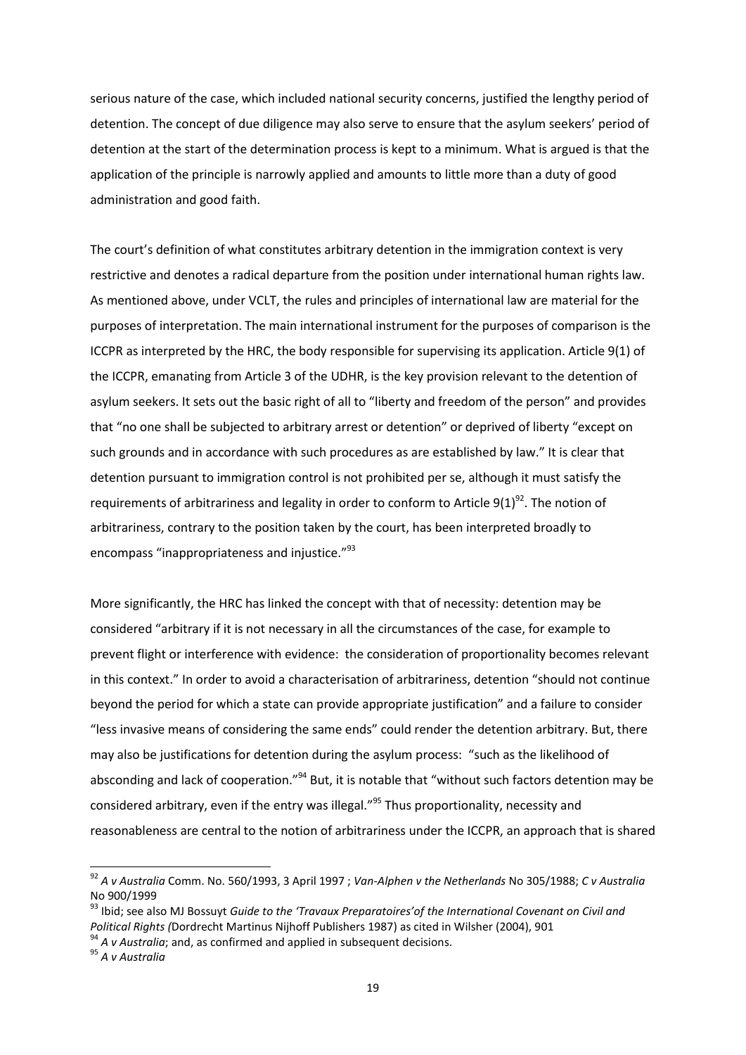serious nature of the case, which included national security concerns, justified the lengthy period of detention. The concept of due diligence may also serve to ensure that the asylum seekers' period of detention at the start of the determination process is kept to a minimum. What is argued is that the application of the principle is narrowly applied and amounts to little more than a duty of good administration and good faith.

The court's definition of what constitutes arbitrary detention in the immigration context is very restrictive and denotes a radical departure from the position under international human rights law. As mentioned above, under VCLT, the rules and principles of international law are material for the purposes of interpretation. The main international instrument for the purposes of comparison is the ICCPR as interpreted by the HRC, the body responsible for supervising its application. Article 9(1) of the ICCPR, emanating from Article 3 of the UDHR, is the key provision relevant to the detention of asylum seekers. It sets out the basic right of all to "liberty and freedom of the person" and provides that "no one shall be subjected to arbitrary arrest or detention" or deprived of liberty "except on such grounds and in accordance with such procedures as are established by law." It is clear that detention pursuant to immigration control is not prohibited per se, although it must satisfy the requirements of arbitrariness and legality in order to conform to Article 9(1)[92]. The notion of arbitrariness, contrary to the position taken by the court, has been interpreted broadly to encompass "inappropriateness and injustice."[93]

More significantly, the HRC has linked the concept with that of necessity: detention may be considered "arbitrary if it is not necessary in all the circumstances of the case, for example to prevent flight or interference with evidence: the consideration of proportionality becomes relevant in this context." In order to avoid a characterisation of arbitrariness, detention "should not continue beyond the period for which a state can provide appropriate justification" and a failure to consider "less invasive means of considering the same ends" could render the detention arbitrary. But, there may also be justifications for detention during the asylum process: "such as the likelihood of absconding and lack of cooperation."[94] But, it is notable that "without such factors detention may be considered arbitrary, even if the entry was illegal."[95] Thus proportionality, necessity and reasonableness are central to the notion of arbitrariness under the ICCPR, an approach that is shared

---

[92] *A v Australia* Comm. No. 560/1993, 3 April 1997 ; *Van-Alphen v the Netherlands* No 305/1988; *C v Australia* No 900/1999

[93] Ibid; see also MJ Bossuyt *Guide to the 'Travaux Preparatoires'of the International Covenant on Civil and Political Rights (*Dordrecht Martinus Nijhoff Publishers 1987) as cited in Wilsher (2004), 901

[94] *A v Australia*; and, as confirmed and applied in subsequent decisions.

[95] *A v Australia*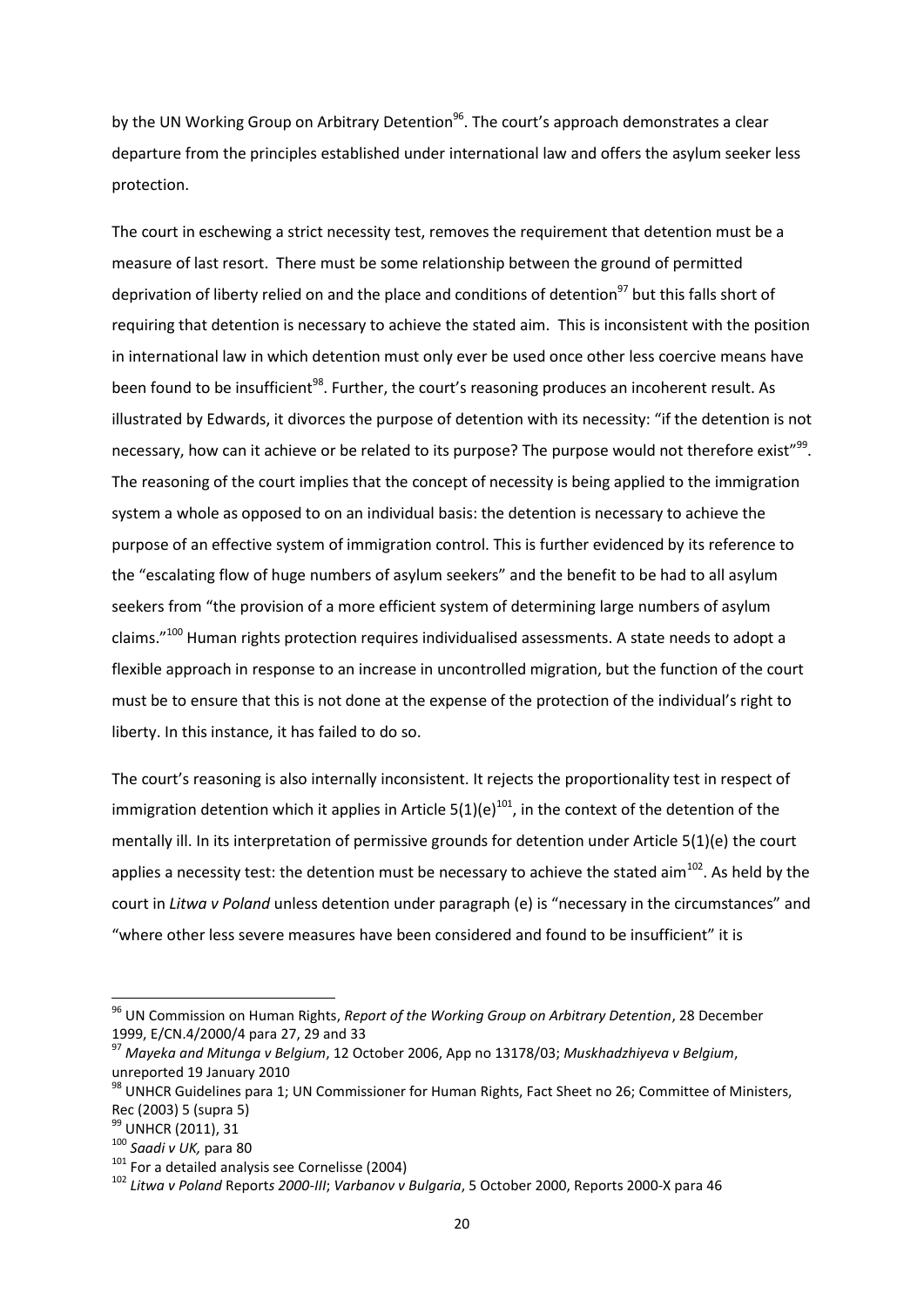by the UN Working Group on Arbitrary Detention[96]. The court's approach demonstrates a clear departure from the principles established under international law and offers the asylum seeker less protection.

The court in eschewing a strict necessity test, removes the requirement that detention must be a measure of last resort. There must be some relationship between the ground of permitted deprivation of liberty relied on and the place and conditions of detention[97] but this falls short of requiring that detention is necessary to achieve the stated aim. This is inconsistent with the position in international law in which detention must only ever be used once other less coercive means have been found to be insufficient[98]. Further, the court's reasoning produces an incoherent result. As illustrated by Edwards, it divorces the purpose of detention with its necessity: "if the detention is not necessary, how can it achieve or be related to its purpose? The purpose would not therefore exist"[99]. The reasoning of the court implies that the concept of necessity is being applied to the immigration system a whole as opposed to on an individual basis: the detention is necessary to achieve the purpose of an effective system of immigration control. This is further evidenced by its reference to the "escalating flow of huge numbers of asylum seekers" and the benefit to be had to all asylum seekers from "the provision of a more efficient system of determining large numbers of asylum claims."[100] Human rights protection requires individualised assessments. A state needs to adopt a flexible approach in response to an increase in uncontrolled migration, but the function of the court must be to ensure that this is not done at the expense of the protection of the individual's right to liberty. In this instance, it has failed to do so.

The court's reasoning is also internally inconsistent. It rejects the proportionality test in respect of immigration detention which it applies in Article 5(1)(e)[101], in the context of the detention of the mentally ill. In its interpretation of permissive grounds for detention under Article 5(1)(e) the court applies a necessity test: the detention must be necessary to achieve the stated aim[102]. As held by the court in *Litwa v Poland* unless detention under paragraph (e) is "necessary in the circumstances" and "where other less severe measures have been considered and found to be insufficient" it is

---

[96] UN Commission on Human Rights, *Report of the Working Group on Arbitrary Detention*, 28 December 1999, E/CN.4/2000/4 para 27, 29 and 33

[97] *Mayeka and Mitunga v Belgium*, 12 October 2006, App no 13178/03; *Muskhadzhiyeva v Belgium*, unreported 19 January 2010

[98] UNHCR Guidelines para 1; UN Commissioner for Human Rights, Fact Sheet no 26; Committee of Ministers, Rec (2003) 5 (supra 5)

[99] UNHCR (2011), 31

[100] *Saadi v UK,* para 80

[101] For a detailed analysis see Cornelisse (2004)

[102] *Litwa v Poland* Reports *2000-III*; *Varbanov v Bulgaria*, 5 October 2000, Reports 2000-X para 46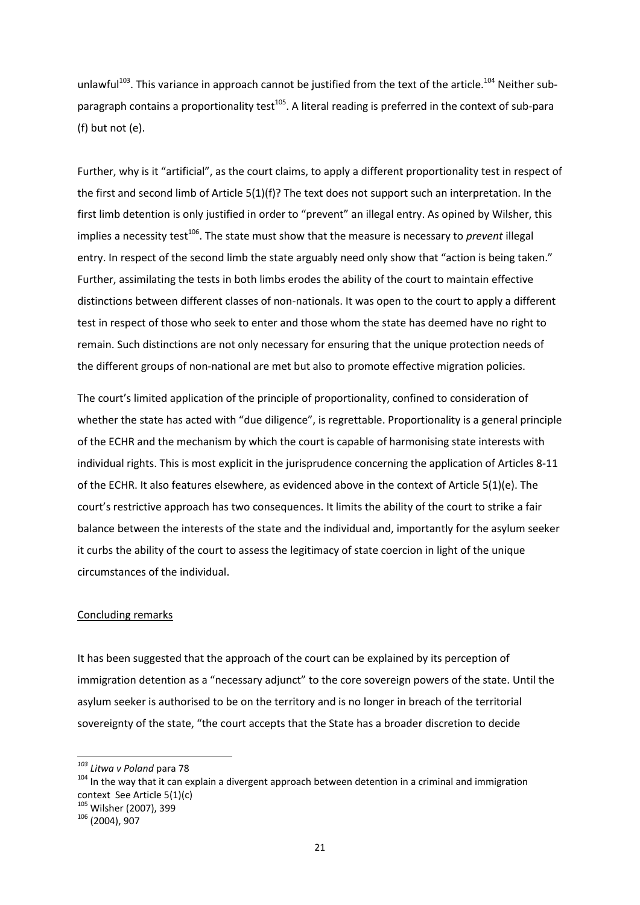unlawful[103]. This variance in approach cannot be justified from the text of the article.[104] Neither sub-paragraph contains a proportionality test[105]. A literal reading is preferred in the context of sub-para (f) but not (e).

Further, why is it "artificial", as the court claims, to apply a different proportionality test in respect of the first and second limb of Article 5(1)(f)? The text does not support such an interpretation. In the first limb detention is only justified in order to "prevent" an illegal entry. As opined by Wilsher, this implies a necessity test[106]. The state must show that the measure is necessary to *prevent* illegal entry. In respect of the second limb the state arguably need only show that "action is being taken." Further, assimilating the tests in both limbs erodes the ability of the court to maintain effective distinctions between different classes of non-nationals. It was open to the court to apply a different test in respect of those who seek to enter and those whom the state has deemed have no right to remain. Such distinctions are not only necessary for ensuring that the unique protection needs of the different groups of non-national are met but also to promote effective migration policies.

The court's limited application of the principle of proportionality, confined to consideration of whether the state has acted with "due diligence", is regrettable. Proportionality is a general principle of the ECHR and the mechanism by which the court is capable of harmonising state interests with individual rights. This is most explicit in the jurisprudence concerning the application of Articles 8-11 of the ECHR. It also features elsewhere, as evidenced above in the context of Article 5(1)(e). The court's restrictive approach has two consequences. It limits the ability of the court to strike a fair balance between the interests of the state and the individual and, importantly for the asylum seeker it curbs the ability of the court to assess the legitimacy of state coercion in light of the unique circumstances of the individual.

## Concluding remarks

It has been suggested that the approach of the court can be explained by its perception of immigration detention as a "necessary adjunct" to the core sovereign powers of the state. Until the asylum seeker is authorised to be on the territory and is no longer in breach of the territorial sovereignty of the state, "the court accepts that the State has a broader discretion to decide

---

[103] *Litwa v Poland* para 78

[104] In the way that it can explain a divergent approach between detention in a criminal and immigration context See Article 5(1)(c)

[105] Wilsher (2007), 399

[106] (2004), 907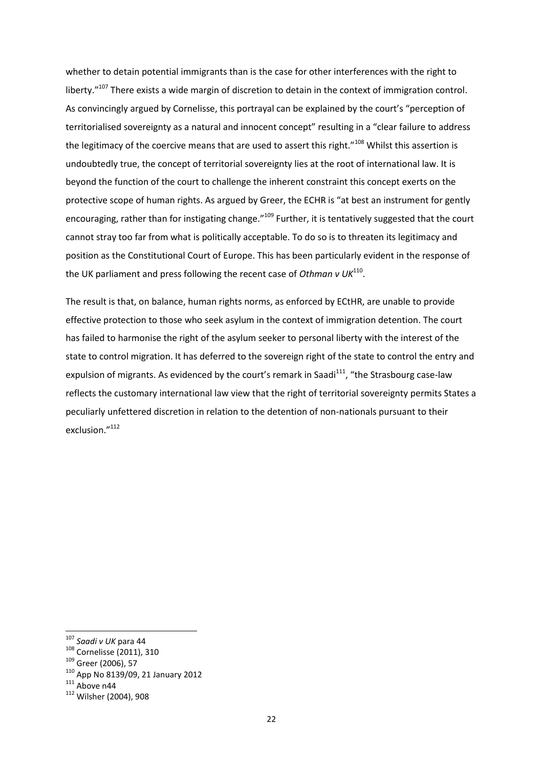whether to detain potential immigrants than is the case for other interferences with the right to liberty."[107] There exists a wide margin of discretion to detain in the context of immigration control. As convincingly argued by Cornelisse, this portrayal can be explained by the court's "perception of territorialised sovereignty as a natural and innocent concept" resulting in a "clear failure to address the legitimacy of the coercive means that are used to assert this right."[108] Whilst this assertion is undoubtedly true, the concept of territorial sovereignty lies at the root of international law. It is beyond the function of the court to challenge the inherent constraint this concept exerts on the protective scope of human rights. As argued by Greer, the ECHR is "at best an instrument for gently encouraging, rather than for instigating change."[109] Further, it is tentatively suggested that the court cannot stray too far from what is politically acceptable. To do so is to threaten its legitimacy and position as the Constitutional Court of Europe. This has been particularly evident in the response of the UK parliament and press following the recent case of *Othman v UK*[110].

The result is that, on balance, human rights norms, as enforced by ECtHR, are unable to provide effective protection to those who seek asylum in the context of immigration detention. The court has failed to harmonise the right of the asylum seeker to personal liberty with the interest of the state to control migration. It has deferred to the sovereign right of the state to control the entry and expulsion of migrants. As evidenced by the court's remark in Saadi[111], "the Strasbourg case-law reflects the customary international law view that the right of territorial sovereignty permits States a peculiarly unfettered discretion in relation to the detention of non-nationals pursuant to their exclusion."[112]

---

[107] *Saadi v UK* para 44

[108] Cornelisse (2011), 310

[109] Greer (2006), 57

[110] App No 8139/09, 21 January 2012

[111] Above n44

[112] Wilsher (2004), 908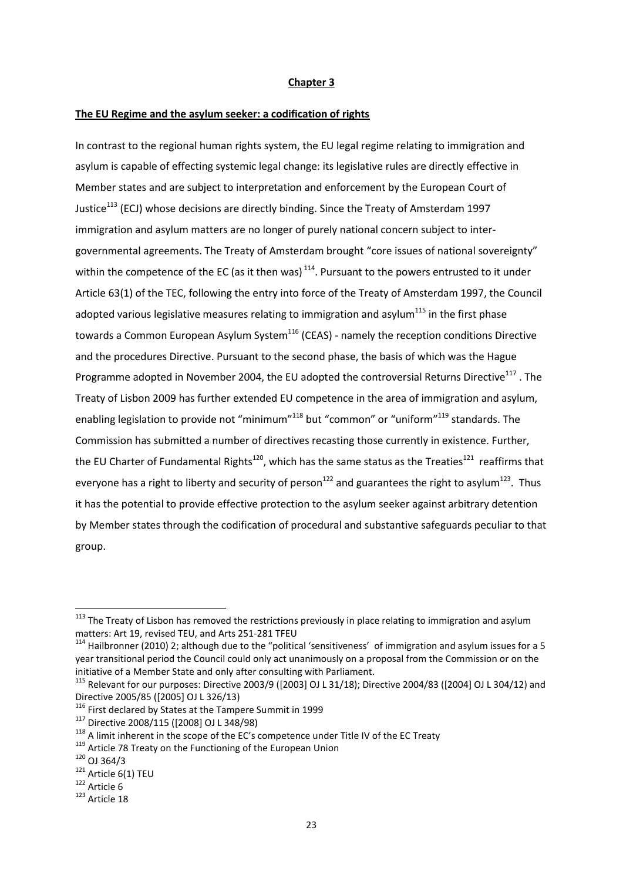**Chapter 3**

**The EU Regime and the asylum seeker: a codification of rights**

In contrast to the regional human rights system, the EU legal regime relating to immigration and asylum is capable of effecting systemic legal change: its legislative rules are directly effective in Member states and are subject to interpretation and enforcement by the European Court of Justice[113] (ECJ) whose decisions are directly binding. Since the Treaty of Amsterdam 1997 immigration and asylum matters are no longer of purely national concern subject to inter-governmental agreements. The Treaty of Amsterdam brought "core issues of national sovereignty" within the competence of the EC (as it then was)[114]. Pursuant to the powers entrusted to it under Article 63(1) of the TEC, following the entry into force of the Treaty of Amsterdam 1997, the Council adopted various legislative measures relating to immigration and asylum[115] in the first phase towards a Common European Asylum System[116] (CEAS) - namely the reception conditions Directive and the procedures Directive. Pursuant to the second phase, the basis of which was the Hague Programme adopted in November 2004, the EU adopted the controversial Returns Directive[117]. The Treaty of Lisbon 2009 has further extended EU competence in the area of immigration and asylum, enabling legislation to provide not "minimum"[118] but "common" or "uniform"[119] standards. The Commission has submitted a number of directives recasting those currently in existence. Further, the EU Charter of Fundamental Rights[120], which has the same status as the Treaties[121] reaffirms that everyone has a right to liberty and security of person[122] and guarantees the right to asylum[123]. Thus it has the potential to provide effective protection to the asylum seeker against arbitrary detention by Member states through the codification of procedural and substantive safeguards peculiar to that group.

---

[113] The Treaty of Lisbon has removed the restrictions previously in place relating to immigration and asylum matters: Art 19, revised TEU, and Arts 251-281 TFEU

[114] Hailbronner (2010) 2; although due to the "political 'sensitiveness' of immigration and asylum issues for a 5 year transitional period the Council could only act unanimously on a proposal from the Commission or on the initiative of a Member State and only after consulting with Parliament.

[115] Relevant for our purposes: Directive 2003/9 ([2003] OJ L 31/18); Directive 2004/83 ([2004] OJ L 304/12) and Directive 2005/85 ([2005] OJ L 326/13)

[116] First declared by States at the Tampere Summit in 1999

[117] Directive 2008/115 ([2008] OJ L 348/98)

[118] A limit inherent in the scope of the EC's competence under Title IV of the EC Treaty

[119] Article 78 Treaty on the Functioning of the European Union

[120] OJ 364/3

[121] Article 6(1) TEU

[122] Article 6

[123] Article 18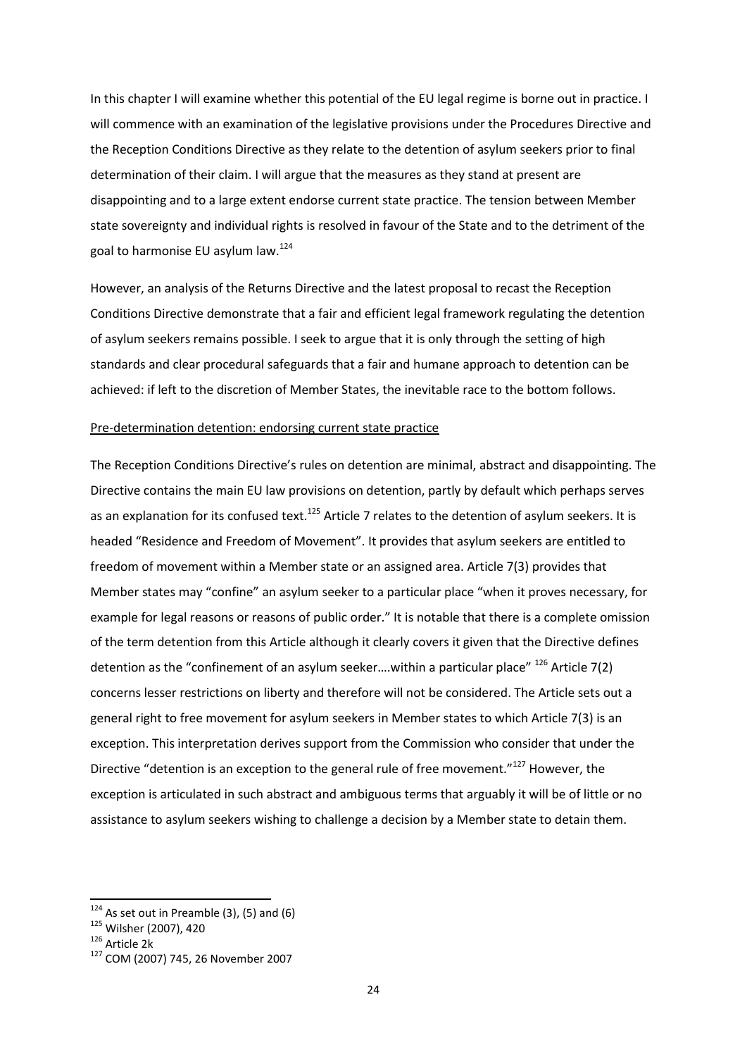In this chapter I will examine whether this potential of the EU legal regime is borne out in practice. I will commence with an examination of the legislative provisions under the Procedures Directive and the Reception Conditions Directive as they relate to the detention of asylum seekers prior to final determination of their claim. I will argue that the measures as they stand at present are disappointing and to a large extent endorse current state practice. The tension between Member state sovereignty and individual rights is resolved in favour of the State and to the detriment of the goal to harmonise EU asylum law.[124]

However, an analysis of the Returns Directive and the latest proposal to recast the Reception Conditions Directive demonstrate that a fair and efficient legal framework regulating the detention of asylum seekers remains possible. I seek to argue that it is only through the setting of high standards and clear procedural safeguards that a fair and humane approach to detention can be achieved: if left to the discretion of Member States, the inevitable race to the bottom follows.

<u>Pre-determination detention: endorsing current state practice</u>

The Reception Conditions Directive's rules on detention are minimal, abstract and disappointing. The Directive contains the main EU law provisions on detention, partly by default which perhaps serves as an explanation for its confused text.[125] Article 7 relates to the detention of asylum seekers. It is headed "Residence and Freedom of Movement". It provides that asylum seekers are entitled to freedom of movement within a Member state or an assigned area. Article 7(3) provides that Member states may "confine" an asylum seeker to a particular place "when it proves necessary, for example for legal reasons or reasons of public order." It is notable that there is a complete omission of the term detention from this Article although it clearly covers it given that the Directive defines detention as the "confinement of an asylum seeker….within a particular place" [126] Article 7(2) concerns lesser restrictions on liberty and therefore will not be considered. The Article sets out a general right to free movement for asylum seekers in Member states to which Article 7(3) is an exception. This interpretation derives support from the Commission who consider that under the Directive "detention is an exception to the general rule of free movement."[127] However, the exception is articulated in such abstract and ambiguous terms that arguably it will be of little or no assistance to asylum seekers wishing to challenge a decision by a Member state to detain them.

---

[124] As set out in Preamble (3), (5) and (6)

[125] Wilsher (2007), 420

[126] Article 2k

[127] COM (2007) 745, 26 November 2007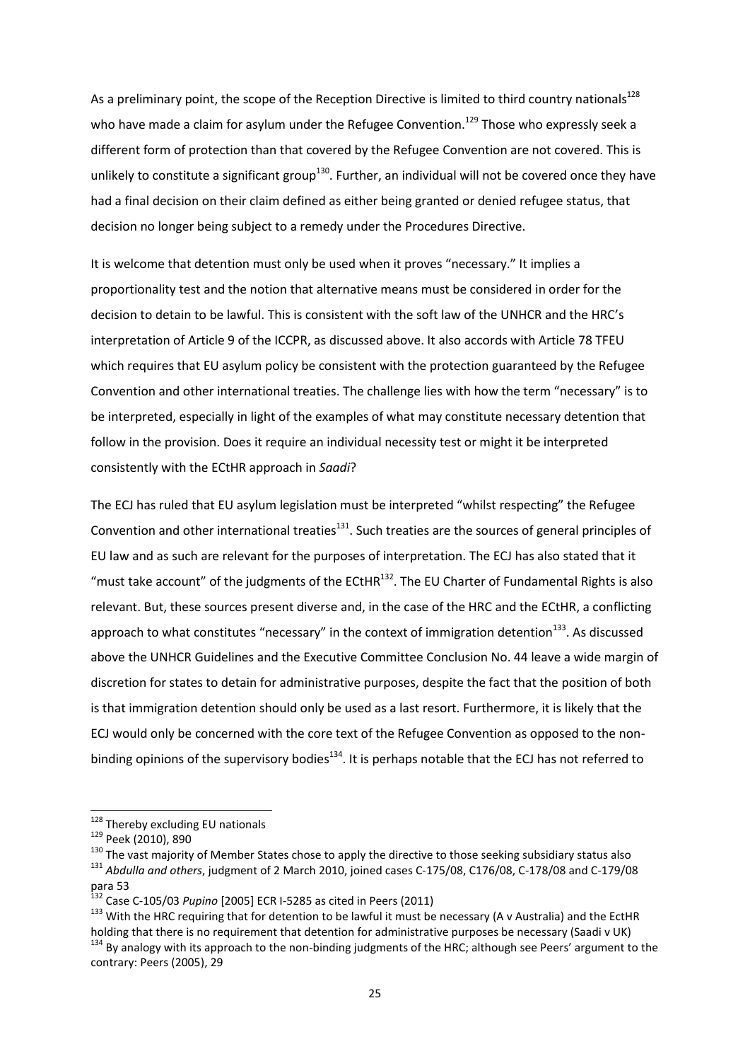As a preliminary point, the scope of the Reception Directive is limited to third country nationals[128] who have made a claim for asylum under the Refugee Convention.[129] Those who expressly seek a different form of protection than that covered by the Refugee Convention are not covered. This is unlikely to constitute a significant group[130]. Further, an individual will not be covered once they have had a final decision on their claim defined as either being granted or denied refugee status, that decision no longer being subject to a remedy under the Procedures Directive.

It is welcome that detention must only be used when it proves "necessary." It implies a proportionality test and the notion that alternative means must be considered in order for the decision to detain to be lawful. This is consistent with the soft law of the UNHCR and the HRC's interpretation of Article 9 of the ICCPR, as discussed above. It also accords with Article 78 TFEU which requires that EU asylum policy be consistent with the protection guaranteed by the Refugee Convention and other international treaties. The challenge lies with how the term "necessary" is to be interpreted, especially in light of the examples of what may constitute necessary detention that follow in the provision. Does it require an individual necessity test or might it be interpreted consistently with the ECtHR approach in *Saadi*?

The ECJ has ruled that EU asylum legislation must be interpreted "whilst respecting" the Refugee Convention and other international treaties[131]. Such treaties are the sources of general principles of EU law and as such are relevant for the purposes of interpretation. The ECJ has also stated that it "must take account" of the judgments of the ECtHR[132]. The EU Charter of Fundamental Rights is also relevant. But, these sources present diverse and, in the case of the HRC and the ECtHR, a conflicting approach to what constitutes "necessary" in the context of immigration detention[133]. As discussed above the UNHCR Guidelines and the Executive Committee Conclusion No. 44 leave a wide margin of discretion for states to detain for administrative purposes, despite the fact that the position of both is that immigration detention should only be used as a last resort. Furthermore, it is likely that the ECJ would only be concerned with the core text of the Refugee Convention as opposed to the non-binding opinions of the supervisory bodies[134]. It is perhaps notable that the ECJ has not referred to

[128] Thereby excluding EU nationals

[129] Peek (2010), 890

[130] The vast majority of Member States chose to apply the directive to those seeking subsidiary status also

[131] *Abdulla and others*, judgment of 2 March 2010, joined cases C-175/08, C176/08, C-178/08 and C-179/08 para 53

[132] Case C-105/03 *Pupino* [2005] ECR I-5285 as cited in Peers (2011)

[133] With the HRC requiring that for detention to be lawful it must be necessary (A v Australia) and the EctHR holding that there is no requirement that detention for administrative purposes be necessary (Saadi v UK)

[134] By analogy with its approach to the non-binding judgments of the HRC; although see Peers' argument to the contrary: Peers (2005), 29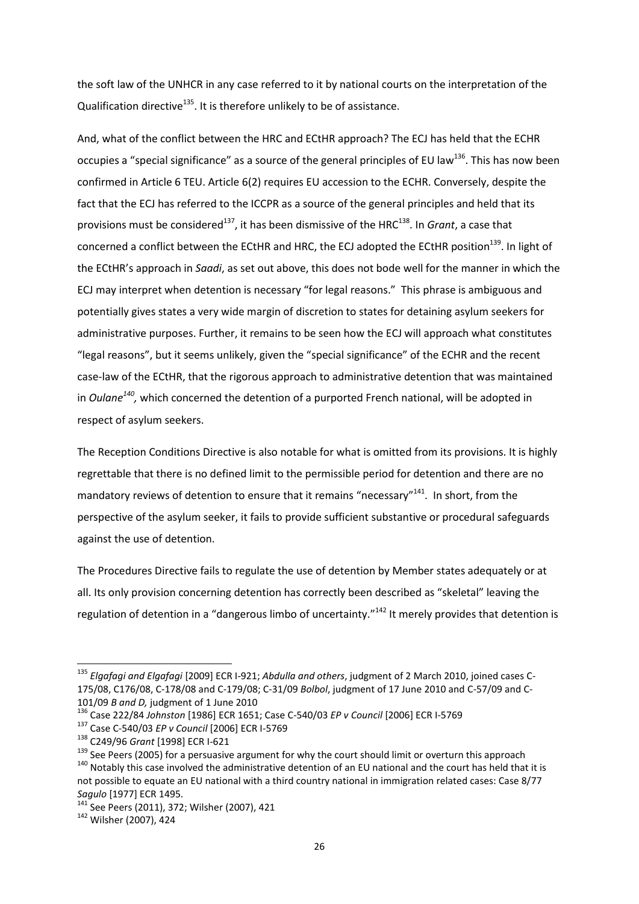the soft law of the UNHCR in any case referred to it by national courts on the interpretation of the Qualification directive[135]. It is therefore unlikely to be of assistance.

And, what of the conflict between the HRC and ECtHR approach? The ECJ has held that the ECHR occupies a "special significance" as a source of the general principles of EU law[136]. This has now been confirmed in Article 6 TEU. Article 6(2) requires EU accession to the ECHR. Conversely, despite the fact that the ECJ has referred to the ICCPR as a source of the general principles and held that its provisions must be considered[137], it has been dismissive of the HRC[138]. In *Grant*, a case that concerned a conflict between the ECtHR and HRC, the ECJ adopted the ECtHR position[139]. In light of the ECtHR's approach in *Saadi*, as set out above, this does not bode well for the manner in which the ECJ may interpret when detention is necessary "for legal reasons." This phrase is ambiguous and potentially gives states a very wide margin of discretion to states for detaining asylum seekers for administrative purposes. Further, it remains to be seen how the ECJ will approach what constitutes "legal reasons", but it seems unlikely, given the "special significance" of the ECHR and the recent case-law of the ECtHR, that the rigorous approach to administrative detention that was maintained in *Oulane*[140], which concerned the detention of a purported French national, will be adopted in respect of asylum seekers.

The Reception Conditions Directive is also notable for what is omitted from its provisions. It is highly regrettable that there is no defined limit to the permissible period for detention and there are no mandatory reviews of detention to ensure that it remains "necessary"[141]. In short, from the perspective of the asylum seeker, it fails to provide sufficient substantive or procedural safeguards against the use of detention.

The Procedures Directive fails to regulate the use of detention by Member states adequately or at all. Its only provision concerning detention has correctly been described as "skeletal" leaving the regulation of detention in a "dangerous limbo of uncertainty."[142] It merely provides that detention is

---

[135] *Elgafagi and Elgafagi* [2009] ECR I-921; *Abdulla and others*, judgment of 2 March 2010, joined cases C-175/08, C176/08, C-178/08 and C-179/08; C-31/09 *Bolbol*, judgment of 17 June 2010 and C-57/09 and C-101/09 *B and D,* judgment of 1 June 2010

[136] Case 222/84 *Johnston* [1986] ECR 1651; Case C-540/03 *EP v Council* [2006] ECR I-5769

[137] Case C-540/03 *EP v Council* [2006] ECR I-5769

[138] C249/96 *Grant* [1998] ECR I-621

[139] See Peers (2005) for a persuasive argument for why the court should limit or overturn this approach

[140] Notably this case involved the administrative detention of an EU national and the court has held that it is not possible to equate an EU national with a third country national in immigration related cases: Case 8/77 *Sagulo* [1977] ECR 1495.

[141] See Peers (2011), 372; Wilsher (2007), 421

[142] Wilsher (2007), 424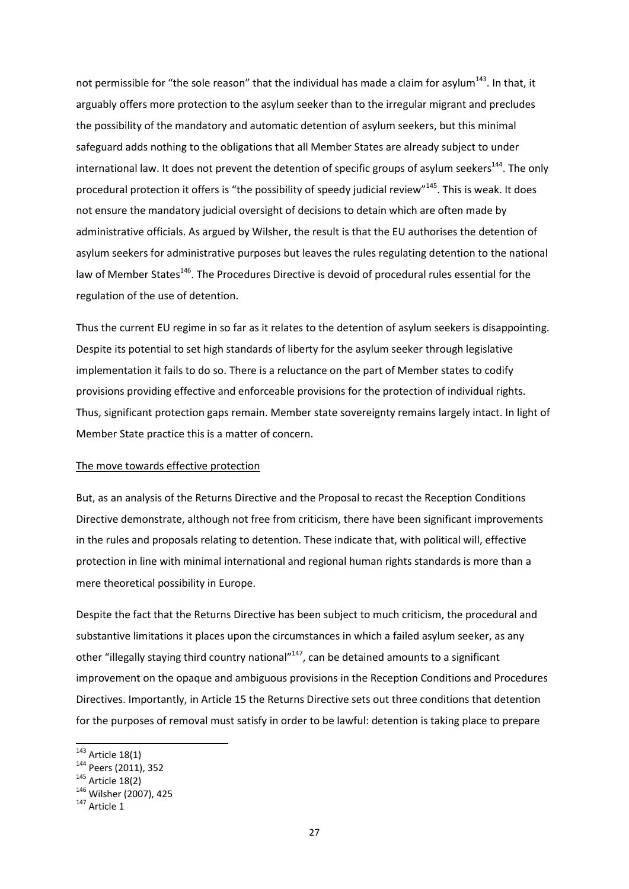not permissible for "the sole reason" that the individual has made a claim for asylum[143]. In that, it arguably offers more protection to the asylum seeker than to the irregular migrant and precludes the possibility of the mandatory and automatic detention of asylum seekers, but this minimal safeguard adds nothing to the obligations that all Member States are already subject to under international law. It does not prevent the detention of specific groups of asylum seekers[144]. The only procedural protection it offers is "the possibility of speedy judicial review"[145]. This is weak. It does not ensure the mandatory judicial oversight of decisions to detain which are often made by administrative officials. As argued by Wilsher, the result is that the EU authorises the detention of asylum seekers for administrative purposes but leaves the rules regulating detention to the national law of Member States[146]. The Procedures Directive is devoid of procedural rules essential for the regulation of the use of detention.

Thus the current EU regime in so far as it relates to the detention of asylum seekers is disappointing. Despite its potential to set high standards of liberty for the asylum seeker through legislative implementation it fails to do so. There is a reluctance on the part of Member states to codify provisions providing effective and enforceable provisions for the protection of individual rights. Thus, significant protection gaps remain. Member state sovereignty remains largely intact. In light of Member State practice this is a matter of concern.

<u>The move towards effective protection</u>

But, as an analysis of the Returns Directive and the Proposal to recast the Reception Conditions Directive demonstrate, although not free from criticism, there have been significant improvements in the rules and proposals relating to detention. These indicate that, with political will, effective protection in line with minimal international and regional human rights standards is more than a mere theoretical possibility in Europe.

Despite the fact that the Returns Directive has been subject to much criticism, the procedural and substantive limitations it places upon the circumstances in which a failed asylum seeker, as any other "illegally staying third country national"[147], can be detained amounts to a significant improvement on the opaque and ambiguous provisions in the Reception Conditions and Procedures Directives. Importantly, in Article 15 the Returns Directive sets out three conditions that detention for the purposes of removal must satisfy in order to be lawful: detention is taking place to prepare

---

[143] Article 18(1)

[144] Peers (2011), 352

[145] Article 18(2)

[146] Wilsher (2007), 425

[147] Article 1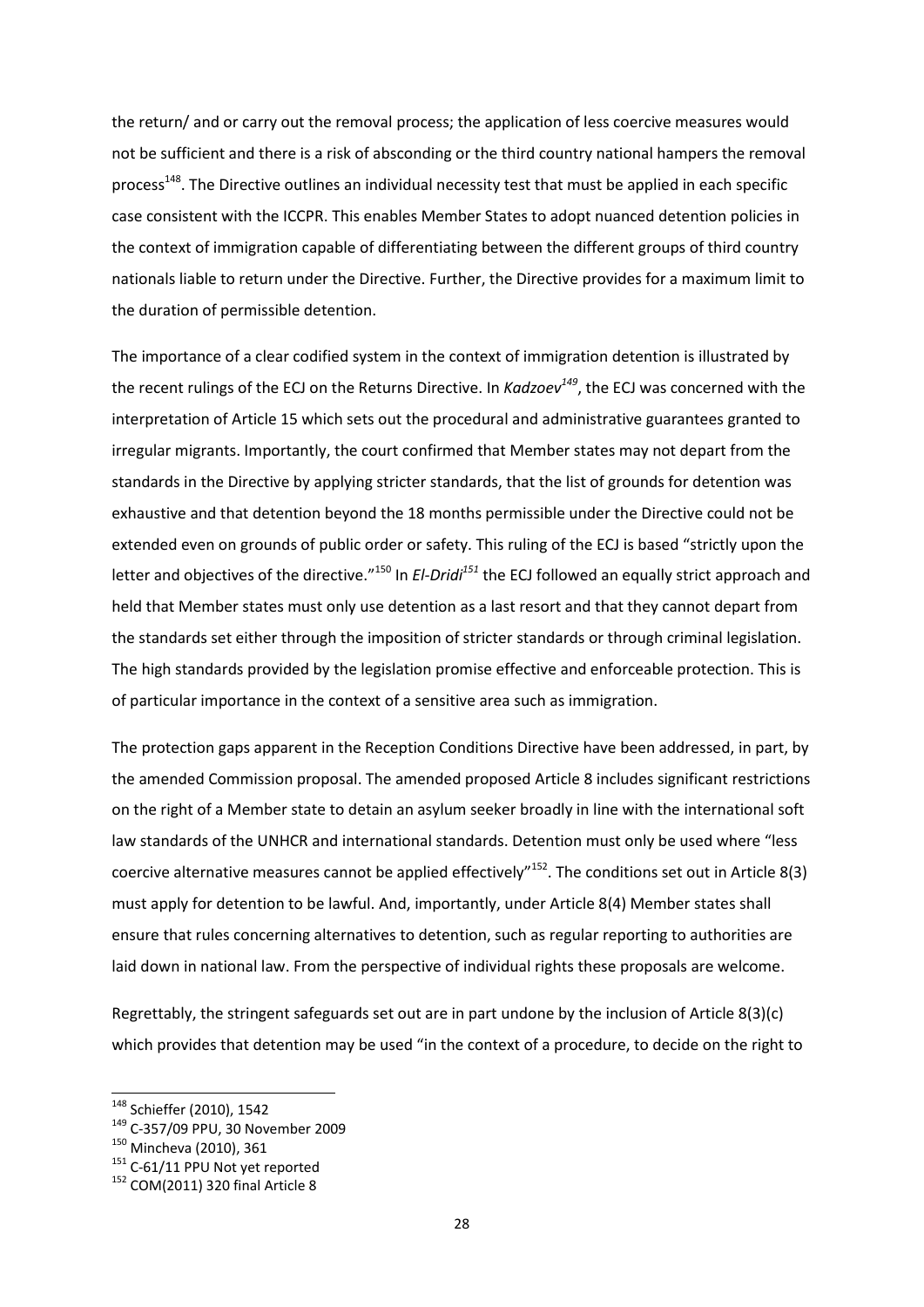the return/ and or carry out the removal process; the application of less coercive measures would not be sufficient and there is a risk of absconding or the third country national hampers the removal process[148]. The Directive outlines an individual necessity test that must be applied in each specific case consistent with the ICCPR. This enables Member States to adopt nuanced detention policies in the context of immigration capable of differentiating between the different groups of third country nationals liable to return under the Directive. Further, the Directive provides for a maximum limit to the duration of permissible detention.

The importance of a clear codified system in the context of immigration detention is illustrated by the recent rulings of the ECJ on the Returns Directive. In *Kadzoev*[149], the ECJ was concerned with the interpretation of Article 15 which sets out the procedural and administrative guarantees granted to irregular migrants. Importantly, the court confirmed that Member states may not depart from the standards in the Directive by applying stricter standards, that the list of grounds for detention was exhaustive and that detention beyond the 18 months permissible under the Directive could not be extended even on grounds of public order or safety. This ruling of the ECJ is based "strictly upon the letter and objectives of the directive."[150] In *El-Dridi*[151] the ECJ followed an equally strict approach and held that Member states must only use detention as a last resort and that they cannot depart from the standards set either through the imposition of stricter standards or through criminal legislation. The high standards provided by the legislation promise effective and enforceable protection. This is of particular importance in the context of a sensitive area such as immigration.

The protection gaps apparent in the Reception Conditions Directive have been addressed, in part, by the amended Commission proposal. The amended proposed Article 8 includes significant restrictions on the right of a Member state to detain an asylum seeker broadly in line with the international soft law standards of the UNHCR and international standards. Detention must only be used where "less coercive alternative measures cannot be applied effectively"[152]. The conditions set out in Article 8(3) must apply for detention to be lawful. And, importantly, under Article 8(4) Member states shall ensure that rules concerning alternatives to detention, such as regular reporting to authorities are laid down in national law. From the perspective of individual rights these proposals are welcome.

Regrettably, the stringent safeguards set out are in part undone by the inclusion of Article 8(3)(c) which provides that detention may be used "in the context of a procedure, to decide on the right to

---

[148] Schieffer (2010), 1542

[149] C-357/09 PPU, 30 November 2009

[150] Mincheva (2010), 361

[151] C-61/11 PPU Not yet reported

[152] COM(2011) 320 final Article 8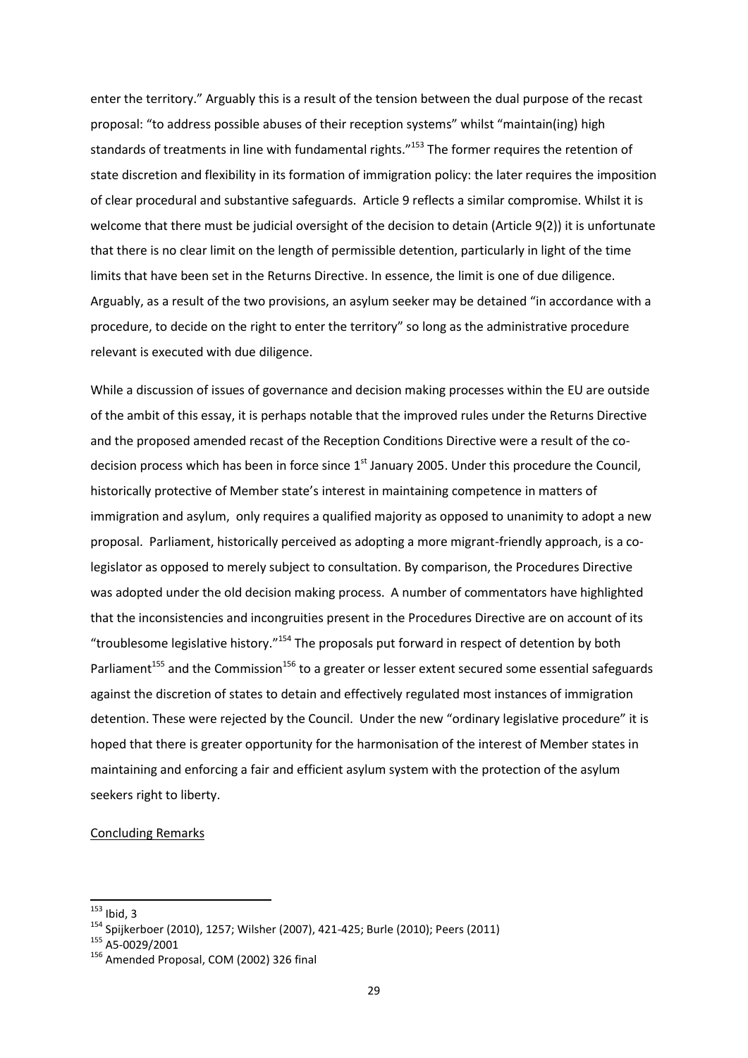enter the territory." Arguably this is a result of the tension between the dual purpose of the recast proposal: "to address possible abuses of their reception systems" whilst "maintain(ing) high standards of treatments in line with fundamental rights."[153] The former requires the retention of state discretion and flexibility in its formation of immigration policy: the later requires the imposition of clear procedural and substantive safeguards. Article 9 reflects a similar compromise. Whilst it is welcome that there must be judicial oversight of the decision to detain (Article 9(2)) it is unfortunate that there is no clear limit on the length of permissible detention, particularly in light of the time limits that have been set in the Returns Directive. In essence, the limit is one of due diligence. Arguably, as a result of the two provisions, an asylum seeker may be detained "in accordance with a procedure, to decide on the right to enter the territory" so long as the administrative procedure relevant is executed with due diligence.

While a discussion of issues of governance and decision making processes within the EU are outside of the ambit of this essay, it is perhaps notable that the improved rules under the Returns Directive and the proposed amended recast of the Reception Conditions Directive were a result of the co-decision process which has been in force since 1st January 2005. Under this procedure the Council, historically protective of Member state's interest in maintaining competence in matters of immigration and asylum, only requires a qualified majority as opposed to unanimity to adopt a new proposal. Parliament, historically perceived as adopting a more migrant-friendly approach, is a co-legislator as opposed to merely subject to consultation. By comparison, the Procedures Directive was adopted under the old decision making process. A number of commentators have highlighted that the inconsistencies and incongruities present in the Procedures Directive are on account of its "troublesome legislative history."[154] The proposals put forward in respect of detention by both Parliament[155] and the Commission[156] to a greater or lesser extent secured some essential safeguards against the discretion of states to detain and effectively regulated most instances of immigration detention. These were rejected by the Council. Under the new "ordinary legislative procedure" it is hoped that there is greater opportunity for the harmonisation of the interest of Member states in maintaining and enforcing a fair and efficient asylum system with the protection of the asylum seekers right to liberty.

<u>Concluding Remarks</u>

---

[153] Ibid, 3

[154] Spijkerboer (2010), 1257; Wilsher (2007), 421-425; Burle (2010); Peers (2011)

[155] A5-0029/2001

[156] Amended Proposal, COM (2002) 326 final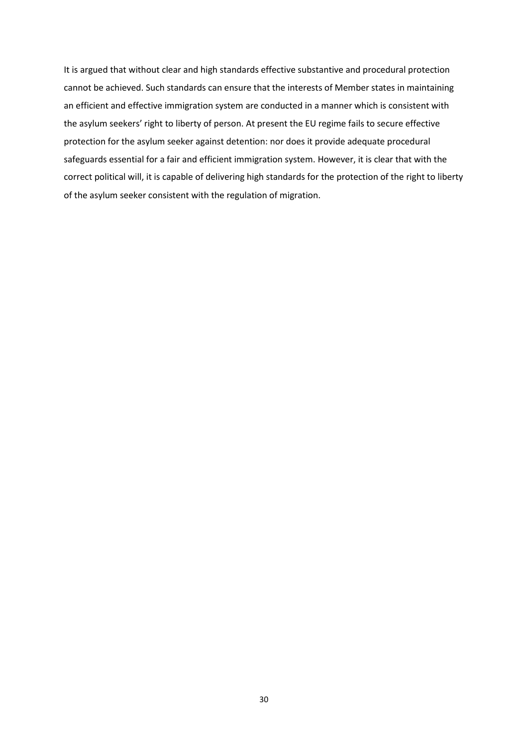It is argued that without clear and high standards effective substantive and procedural protection cannot be achieved. Such standards can ensure that the interests of Member states in maintaining an efficient and effective immigration system are conducted in a manner which is consistent with the asylum seekers' right to liberty of person. At present the EU regime fails to secure effective protection for the asylum seeker against detention: nor does it provide adequate procedural safeguards essential for a fair and efficient immigration system. However, it is clear that with the correct political will, it is capable of delivering high standards for the protection of the right to liberty of the asylum seeker consistent with the regulation of migration.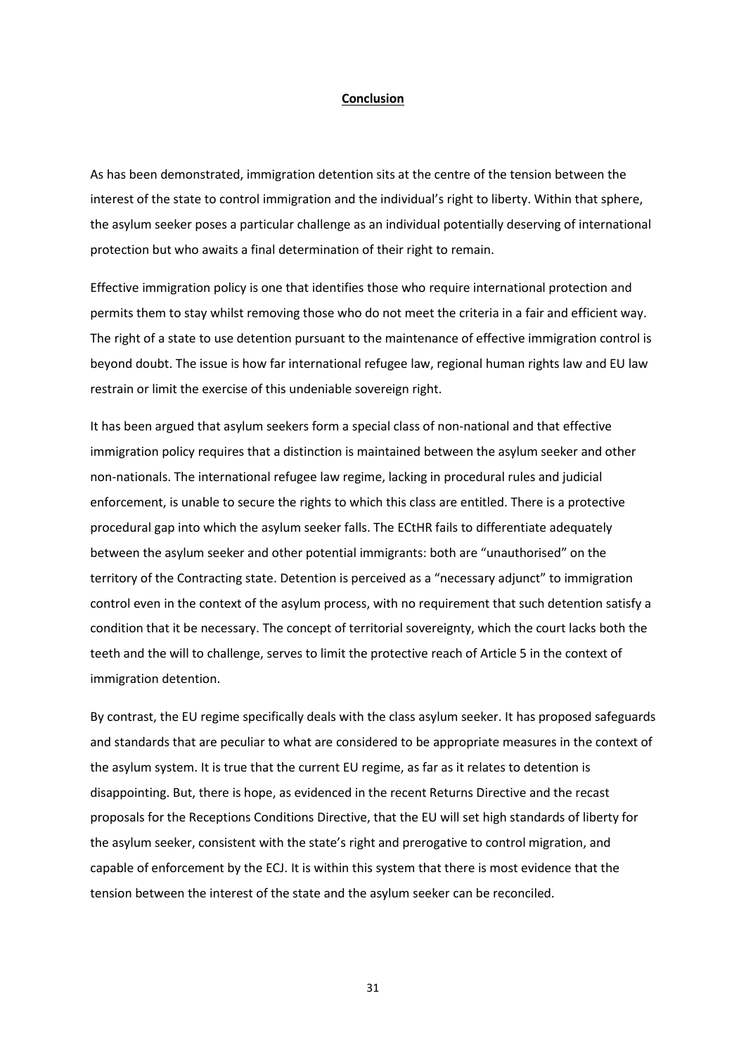## **Conclusion**

As has been demonstrated, immigration detention sits at the centre of the tension between the interest of the state to control immigration and the individual's right to liberty. Within that sphere, the asylum seeker poses a particular challenge as an individual potentially deserving of international protection but who awaits a final determination of their right to remain.

Effective immigration policy is one that identifies those who require international protection and permits them to stay whilst removing those who do not meet the criteria in a fair and efficient way. The right of a state to use detention pursuant to the maintenance of effective immigration control is beyond doubt. The issue is how far international refugee law, regional human rights law and EU law restrain or limit the exercise of this undeniable sovereign right.

It has been argued that asylum seekers form a special class of non-national and that effective immigration policy requires that a distinction is maintained between the asylum seeker and other non-nationals. The international refugee law regime, lacking in procedural rules and judicial enforcement, is unable to secure the rights to which this class are entitled. There is a protective procedural gap into which the asylum seeker falls. The ECtHR fails to differentiate adequately between the asylum seeker and other potential immigrants: both are "unauthorised" on the territory of the Contracting state. Detention is perceived as a "necessary adjunct" to immigration control even in the context of the asylum process, with no requirement that such detention satisfy a condition that it be necessary. The concept of territorial sovereignty, which the court lacks both the teeth and the will to challenge, serves to limit the protective reach of Article 5 in the context of immigration detention.

By contrast, the EU regime specifically deals with the class asylum seeker. It has proposed safeguards and standards that are peculiar to what are considered to be appropriate measures in the context of the asylum system. It is true that the current EU regime, as far as it relates to detention is disappointing. But, there is hope, as evidenced in the recent Returns Directive and the recast proposals for the Receptions Conditions Directive, that the EU will set high standards of liberty for the asylum seeker, consistent with the state's right and prerogative to control migration, and capable of enforcement by the ECJ. It is within this system that there is most evidence that the tension between the interest of the state and the asylum seeker can be reconciled.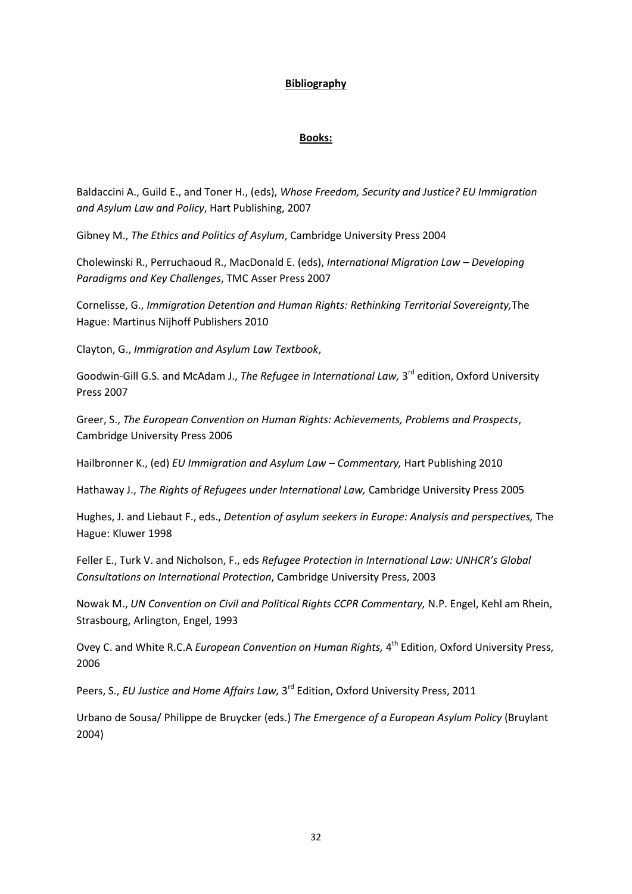# **Bibliography**

## **Books:**

Baldaccini A., Guild E., and Toner H., (eds), *Whose Freedom, Security and Justice? EU Immigration and Asylum Law and Policy*, Hart Publishing, 2007

Gibney M., *The Ethics and Politics of Asylum*, Cambridge University Press 2004

Cholewinski R., Perruchaoud R., MacDonald E. (eds), *International Migration Law – Developing Paradigms and Key Challenges*, TMC Asser Press 2007

Cornelisse, G., *Immigration Detention and Human Rights: Rethinking Territorial Sovereignty,*The Hague: Martinus Nijhoff Publishers 2010

Clayton, G., *Immigration and Asylum Law Textbook*,

Goodwin-Gill G.S. and McAdam J., *The Refugee in International Law,* 3rd edition, Oxford University Press 2007

Greer, S., *The European Convention on Human Rights: Achievements, Problems and Prospects*, Cambridge University Press 2006

Hailbronner K., (ed) *EU Immigration and Asylum Law – Commentary,* Hart Publishing 2010

Hathaway J., *The Rights of Refugees under International Law,* Cambridge University Press 2005

Hughes, J. and Liebaut F., eds., *Detention of asylum seekers in Europe: Analysis and perspectives,* The Hague: Kluwer 1998

Feller E., Turk V. and Nicholson, F., eds *Refugee Protection in International Law: UNHCR's Global Consultations on International Protection*, Cambridge University Press, 2003

Nowak M., *UN Convention on Civil and Political Rights CCPR Commentary,* N.P. Engel, Kehl am Rhein, Strasbourg, Arlington, Engel, 1993

Ovey C. and White R.C.A *European Convention on Human Rights,* 4th Edition, Oxford University Press, 2006

Peers, S., *EU Justice and Home Affairs Law,* 3rd Edition, Oxford University Press, 2011

Urbano de Sousa/ Philippe de Bruycker (eds.) *The Emergence of a European Asylum Policy* (Bruylant 2004)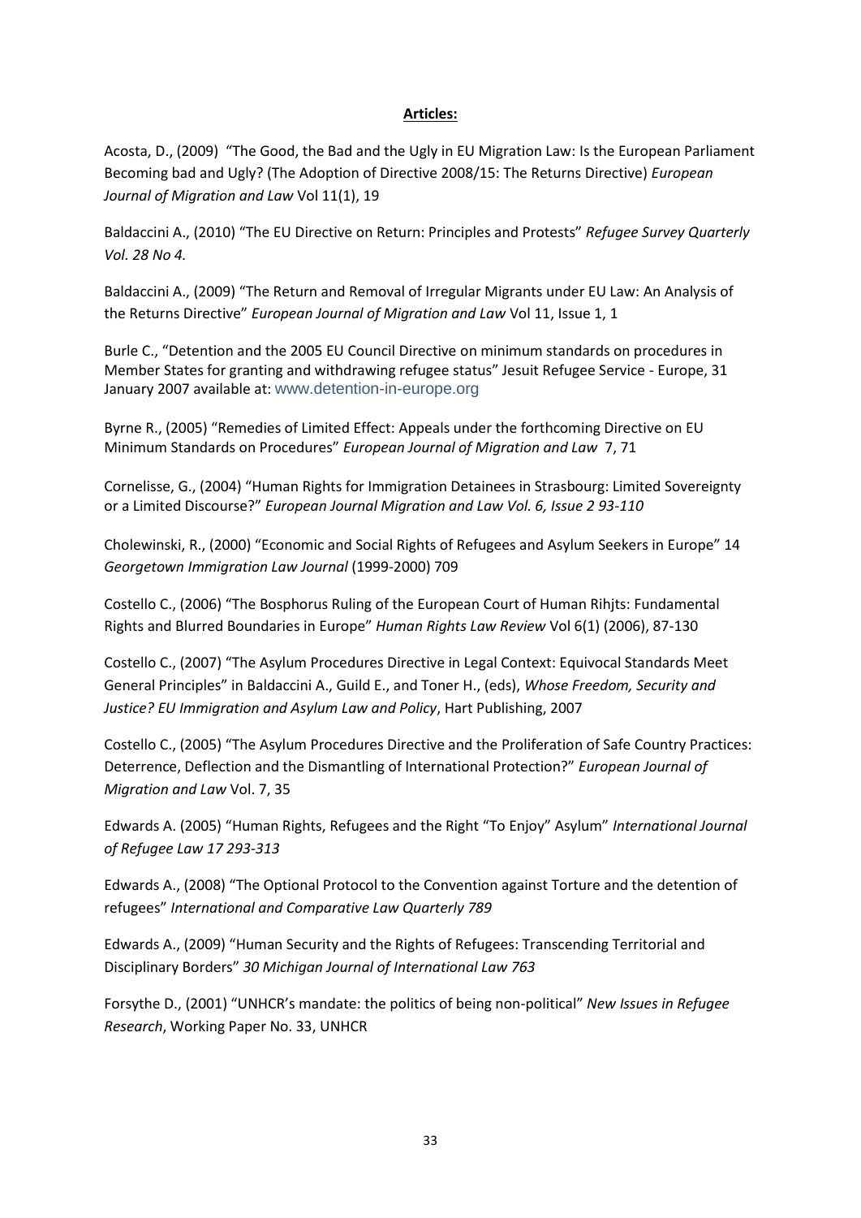**Articles:**

Acosta, D., (2009) "The Good, the Bad and the Ugly in EU Migration Law: Is the European Parliament Becoming bad and Ugly? (The Adoption of Directive 2008/15: The Returns Directive) *European Journal of Migration and Law* Vol 11(1), 19

Baldaccini A., (2010) "The EU Directive on Return: Principles and Protests" *Refugee Survey Quarterly Vol. 28 No 4.*

Baldaccini A., (2009) "The Return and Removal of Irregular Migrants under EU Law: An Analysis of the Returns Directive" *European Journal of Migration and Law* Vol 11, Issue 1, 1

Burle C., "Detention and the 2005 EU Council Directive on minimum standards on procedures in Member States for granting and withdrawing refugee status" Jesuit Refugee Service - Europe, 31 January 2007 available at: www.detention-in-europe.org

Byrne R., (2005) "Remedies of Limited Effect: Appeals under the forthcoming Directive on EU Minimum Standards on Procedures" *European Journal of Migration and Law* 7, 71

Cornelisse, G., (2004) "Human Rights for Immigration Detainees in Strasbourg: Limited Sovereignty or a Limited Discourse?" *European Journal Migration and Law Vol. 6, Issue 2 93-110*

Cholewinski, R., (2000) "Economic and Social Rights of Refugees and Asylum Seekers in Europe" 14 *Georgetown Immigration Law Journal* (1999-2000) 709

Costello C., (2006) "The Bosphorus Ruling of the European Court of Human Rihjts: Fundamental Rights and Blurred Boundaries in Europe" *Human Rights Law Review* Vol 6(1) (2006), 87-130

Costello C., (2007) "The Asylum Procedures Directive in Legal Context: Equivocal Standards Meet General Principles" in Baldaccini A., Guild E., and Toner H., (eds), *Whose Freedom, Security and Justice? EU Immigration and Asylum Law and Policy*, Hart Publishing, 2007

Costello C., (2005) "The Asylum Procedures Directive and the Proliferation of Safe Country Practices: Deterrence, Deflection and the Dismantling of International Protection?" *European Journal of Migration and Law* Vol. 7, 35

Edwards A. (2005) "Human Rights, Refugees and the Right "To Enjoy" Asylum" *International Journal of Refugee Law 17 293-313*

Edwards A., (2008) "The Optional Protocol to the Convention against Torture and the detention of refugees" *International and Comparative Law Quarterly 789*

Edwards A., (2009) "Human Security and the Rights of Refugees: Transcending Territorial and Disciplinary Borders" *30 Michigan Journal of International Law 763*

Forsythe D., (2001) "UNHCR's mandate: the politics of being non-political" *New Issues in Refugee Research*, Working Paper No. 33, UNHCR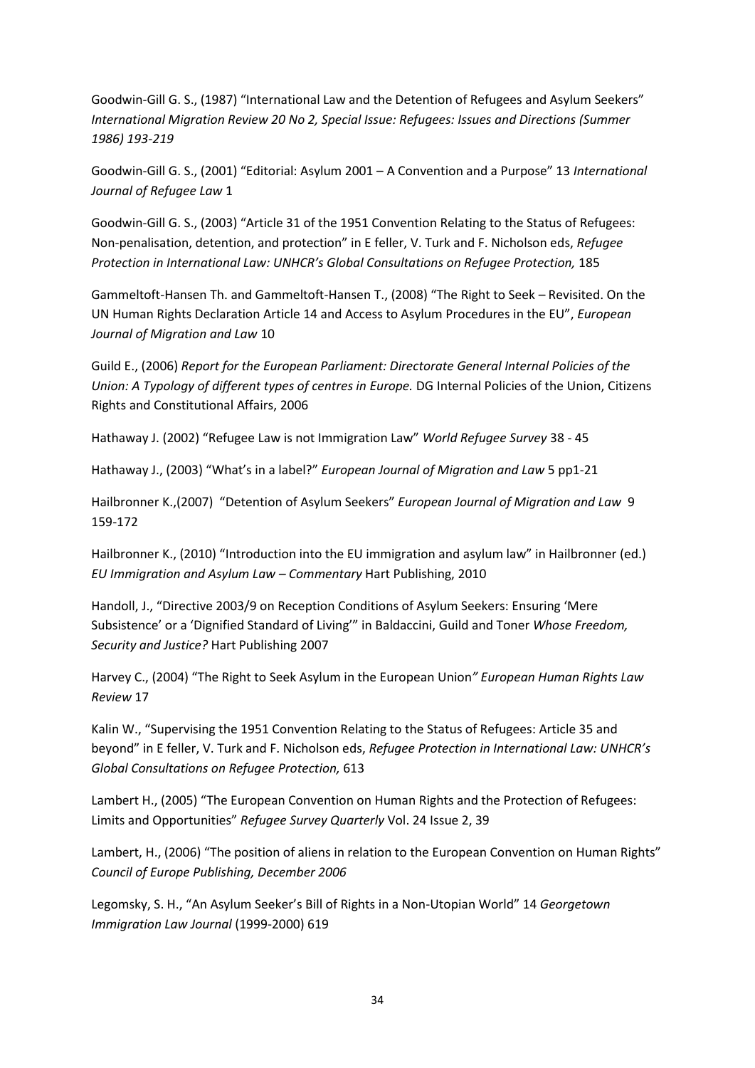Goodwin-Gill G. S., (1987) "International Law and the Detention of Refugees and Asylum Seekers" *International Migration Review 20 No 2, Special Issue: Refugees: Issues and Directions (Summer 1986) 193-219*

Goodwin-Gill G. S., (2001) "Editorial: Asylum 2001 – A Convention and a Purpose" 13 *International Journal of Refugee Law* 1

Goodwin-Gill G. S., (2003) "Article 31 of the 1951 Convention Relating to the Status of Refugees: Non-penalisation, detention, and protection" in E feller, V. Turk and F. Nicholson eds, *Refugee Protection in International Law: UNHCR's Global Consultations on Refugee Protection,* 185

Gammeltoft-Hansen Th. and Gammeltoft-Hansen T., (2008) "The Right to Seek – Revisited. On the UN Human Rights Declaration Article 14 and Access to Asylum Procedures in the EU", *European Journal of Migration and Law* 10

Guild E., (2006) *Report for the European Parliament: Directorate General Internal Policies of the Union: A Typology of different types of centres in Europe.* DG Internal Policies of the Union, Citizens Rights and Constitutional Affairs, 2006

Hathaway J. (2002) "Refugee Law is not Immigration Law" *World Refugee Survey* 38 - 45

Hathaway J., (2003) "What's in a label?" *European Journal of Migration and Law* 5 pp1-21

Hailbronner K.,(2007) "Detention of Asylum Seekers" *European Journal of Migration and Law* 9 159-172

Hailbronner K., (2010) "Introduction into the EU immigration and asylum law" in Hailbronner (ed.) *EU Immigration and Asylum Law – Commentary* Hart Publishing, 2010

Handoll, J., "Directive 2003/9 on Reception Conditions of Asylum Seekers: Ensuring 'Mere Subsistence' or a 'Dignified Standard of Living'" in Baldaccini, Guild and Toner *Whose Freedom, Security and Justice?* Hart Publishing 2007

Harvey C., (2004) "The Right to Seek Asylum in the European Union*" European Human Rights Law Review* 17

Kalin W., "Supervising the 1951 Convention Relating to the Status of Refugees: Article 35 and beyond" in E feller, V. Turk and F. Nicholson eds, *Refugee Protection in International Law: UNHCR's Global Consultations on Refugee Protection,* 613

Lambert H., (2005) "The European Convention on Human Rights and the Protection of Refugees: Limits and Opportunities" *Refugee Survey Quarterly* Vol. 24 Issue 2, 39

Lambert, H., (2006) "The position of aliens in relation to the European Convention on Human Rights" *Council of Europe Publishing, December 2006*

Legomsky, S. H., "An Asylum Seeker's Bill of Rights in a Non-Utopian World" 14 *Georgetown Immigration Law Journal* (1999-2000) 619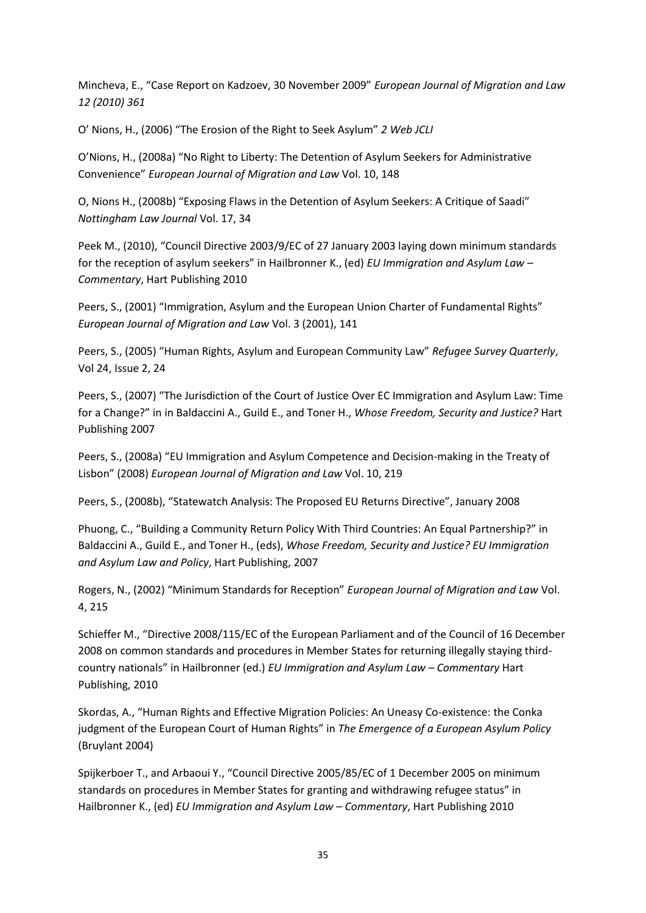Mincheva, E., "Case Report on Kadzoev, 30 November 2009" *European Journal of Migration and Law 12 (2010) 361*

O' Nions, H., (2006) "The Erosion of the Right to Seek Asylum" *2 Web JCLI*

O'Nions, H., (2008a) "No Right to Liberty: The Detention of Asylum Seekers for Administrative Convenience" *European Journal of Migration and Law* Vol. 10, 148

O, Nions H., (2008b) "Exposing Flaws in the Detention of Asylum Seekers: A Critique of Saadi" *Nottingham Law Journal* Vol. 17, 34

Peek M., (2010), "Council Directive 2003/9/EC of 27 January 2003 laying down minimum standards for the reception of asylum seekers" in Hailbronner K., (ed) *EU Immigration and Asylum Law – Commentary*, Hart Publishing 2010

Peers, S., (2001) "Immigration, Asylum and the European Union Charter of Fundamental Rights" *European Journal of Migration and Law* Vol. 3 (2001), 141

Peers, S., (2005) "Human Rights, Asylum and European Community Law" *Refugee Survey Quarterly*, Vol 24, Issue 2, 24

Peers, S., (2007) "The Jurisdiction of the Court of Justice Over EC Immigration and Asylum Law: Time for a Change?" in in Baldaccini A., Guild E., and Toner H., *Whose Freedom, Security and Justice?* Hart Publishing 2007

Peers, S., (2008a) "EU Immigration and Asylum Competence and Decision-making in the Treaty of Lisbon" (2008) *European Journal of Migration and Law* Vol. 10, 219

Peers, S., (2008b), "Statewatch Analysis: The Proposed EU Returns Directive", January 2008

Phuong, C., "Building a Community Return Policy With Third Countries: An Equal Partnership?" in Baldaccini A., Guild E., and Toner H., (eds), *Whose Freedom, Security and Justice? EU Immigration and Asylum Law and Policy*, Hart Publishing, 2007

Rogers, N., (2002) "Minimum Standards for Reception" *European Journal of Migration and Law* Vol. 4, 215

Schieffer M., "Directive 2008/115/EC of the European Parliament and of the Council of 16 December 2008 on common standards and procedures in Member States for returning illegally staying third-country nationals" in Hailbronner (ed.) *EU Immigration and Asylum Law – Commentary* Hart Publishing, 2010

Skordas, A., "Human Rights and Effective Migration Policies: An Uneasy Co-existence: the Conka judgment of the European Court of Human Rights" in *The Emergence of a European Asylum Policy* (Bruylant 2004)

Spijkerboer T., and Arbaoui Y., "Council Directive 2005/85/EC of 1 December 2005 on minimum standards on procedures in Member States for granting and withdrawing refugee status" in Hailbronner K., (ed) *EU Immigration and Asylum Law – Commentary*, Hart Publishing 2010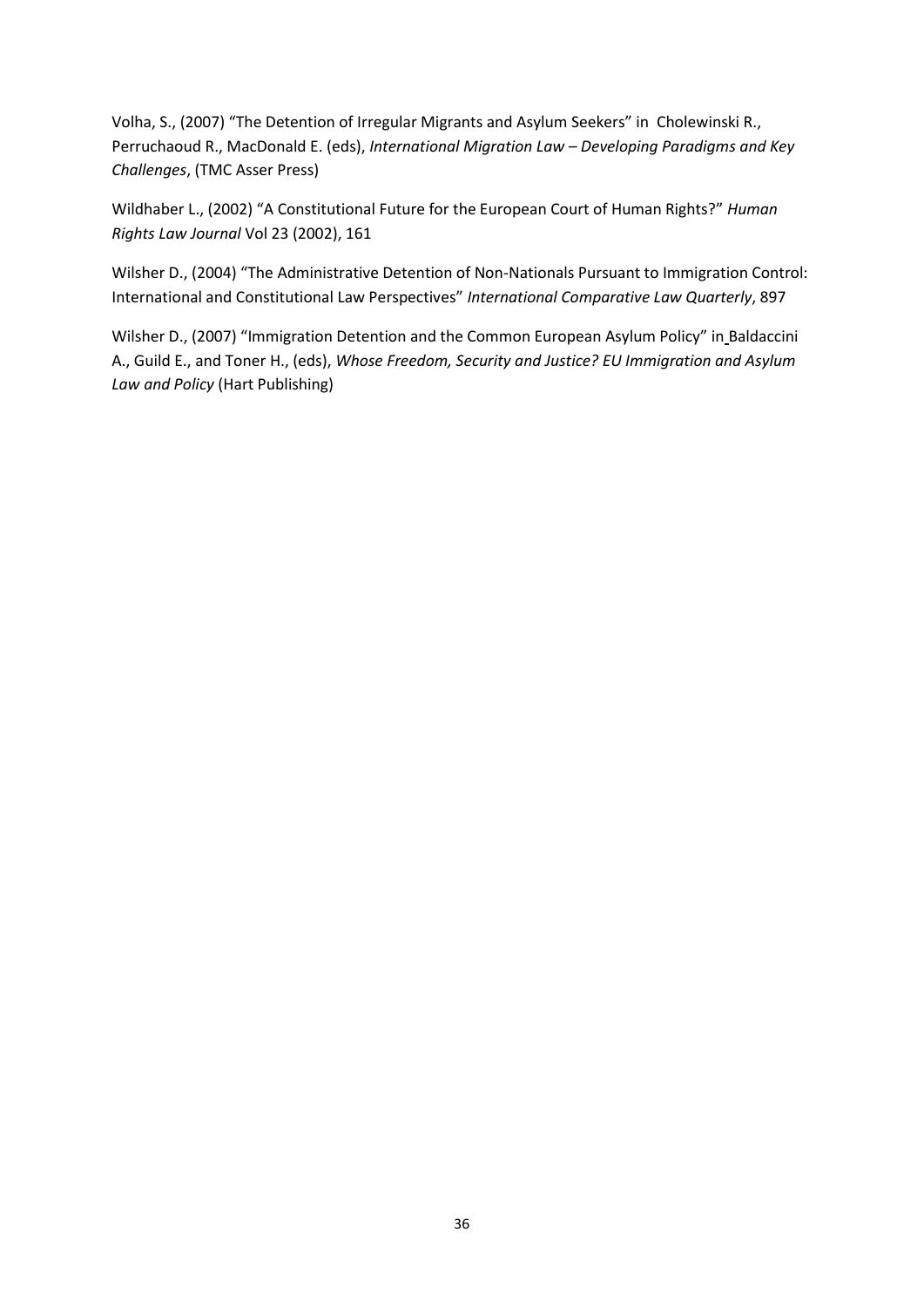Volha, S., (2007) "The Detention of Irregular Migrants and Asylum Seekers" in Cholewinski R., Perruchaoud R., MacDonald E. (eds), *International Migration Law – Developing Paradigms and Key Challenges*, (TMC Asser Press)

Wildhaber L., (2002) "A Constitutional Future for the European Court of Human Rights?" *Human Rights Law Journal* Vol 23 (2002), 161

Wilsher D., (2004) "The Administrative Detention of Non-Nationals Pursuant to Immigration Control: International and Constitutional Law Perspectives" *International Comparative Law Quarterly*, 897

Wilsher D., (2007) "Immigration Detention and the Common European Asylum Policy" in Baldaccini A., Guild E., and Toner H., (eds), *Whose Freedom, Security and Justice? EU Immigration and Asylum Law and Policy* (Hart Publishing)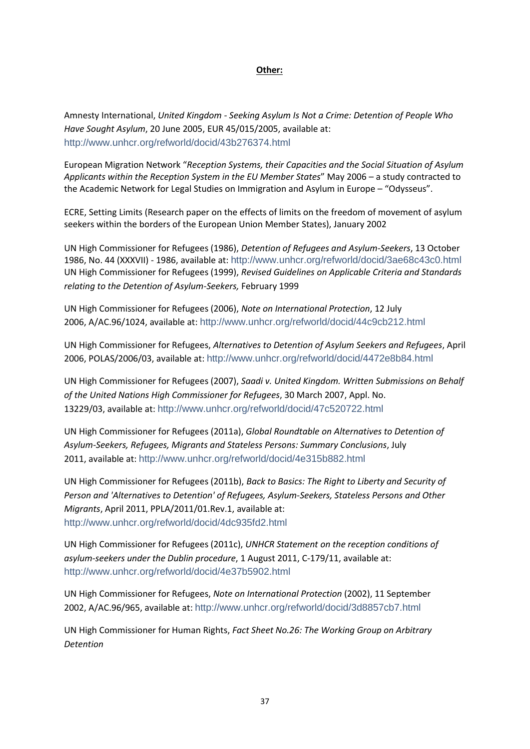**Other:**

Amnesty International, *United Kingdom - Seeking Asylum Is Not a Crime: Detention of People Who Have Sought Asylum*, 20 June 2005, EUR 45/015/2005, available at: http://www.unhcr.org/refworld/docid/43b276374.html

European Migration Network "*Reception Systems, their Capacities and the Social Situation of Asylum Applicants within the Reception System in the EU Member States*" May 2006 – a study contracted to the Academic Network for Legal Studies on Immigration and Asylum in Europe – "Odysseus".

ECRE, Setting Limits (Research paper on the effects of limits on the freedom of movement of asylum seekers within the borders of the European Union Member States), January 2002

UN High Commissioner for Refugees (1986), *Detention of Refugees and Asylum-Seekers*, 13 October 1986, No. 44 (XXXVII) - 1986, available at: http://www.unhcr.org/refworld/docid/3ae68c43c0.html
UN High Commissioner for Refugees (1999), *Revised Guidelines on Applicable Criteria and Standards relating to the Detention of Asylum-Seekers,* February 1999

UN High Commissioner for Refugees (2006), *Note on International Protection*, 12 July 2006, A/AC.96/1024, available at: http://www.unhcr.org/refworld/docid/44c9cb212.html

UN High Commissioner for Refugees, *Alternatives to Detention of Asylum Seekers and Refugees*, April 2006, POLAS/2006/03, available at: http://www.unhcr.org/refworld/docid/4472e8b84.html

UN High Commissioner for Refugees (2007), *Saadi v. United Kingdom. Written Submissions on Behalf of the United Nations High Commissioner for Refugees*, 30 March 2007, Appl. No. 13229/03, available at: http://www.unhcr.org/refworld/docid/47c520722.html

UN High Commissioner for Refugees (2011a), *Global Roundtable on Alternatives to Detention of Asylum-Seekers, Refugees, Migrants and Stateless Persons: Summary Conclusions*, July 2011, available at: http://www.unhcr.org/refworld/docid/4e315b882.html

UN High Commissioner for Refugees (2011b), *Back to Basics: The Right to Liberty and Security of Person and 'Alternatives to Detention' of Refugees, Asylum-Seekers, Stateless Persons and Other Migrants*, April 2011, PPLA/2011/01.Rev.1, available at: http://www.unhcr.org/refworld/docid/4dc935fd2.html

UN High Commissioner for Refugees (2011c), *UNHCR Statement on the reception conditions of asylum-seekers under the Dublin procedure*, 1 August 2011, C-179/11, available at: http://www.unhcr.org/refworld/docid/4e37b5902.html

UN High Commissioner for Refugees, *Note on International Protection* (2002), 11 September 2002, A/AC.96/965, available at: http://www.unhcr.org/refworld/docid/3d8857cb7.html

UN High Commissioner for Human Rights, *Fact Sheet No.26: The Working Group on Arbitrary Detention*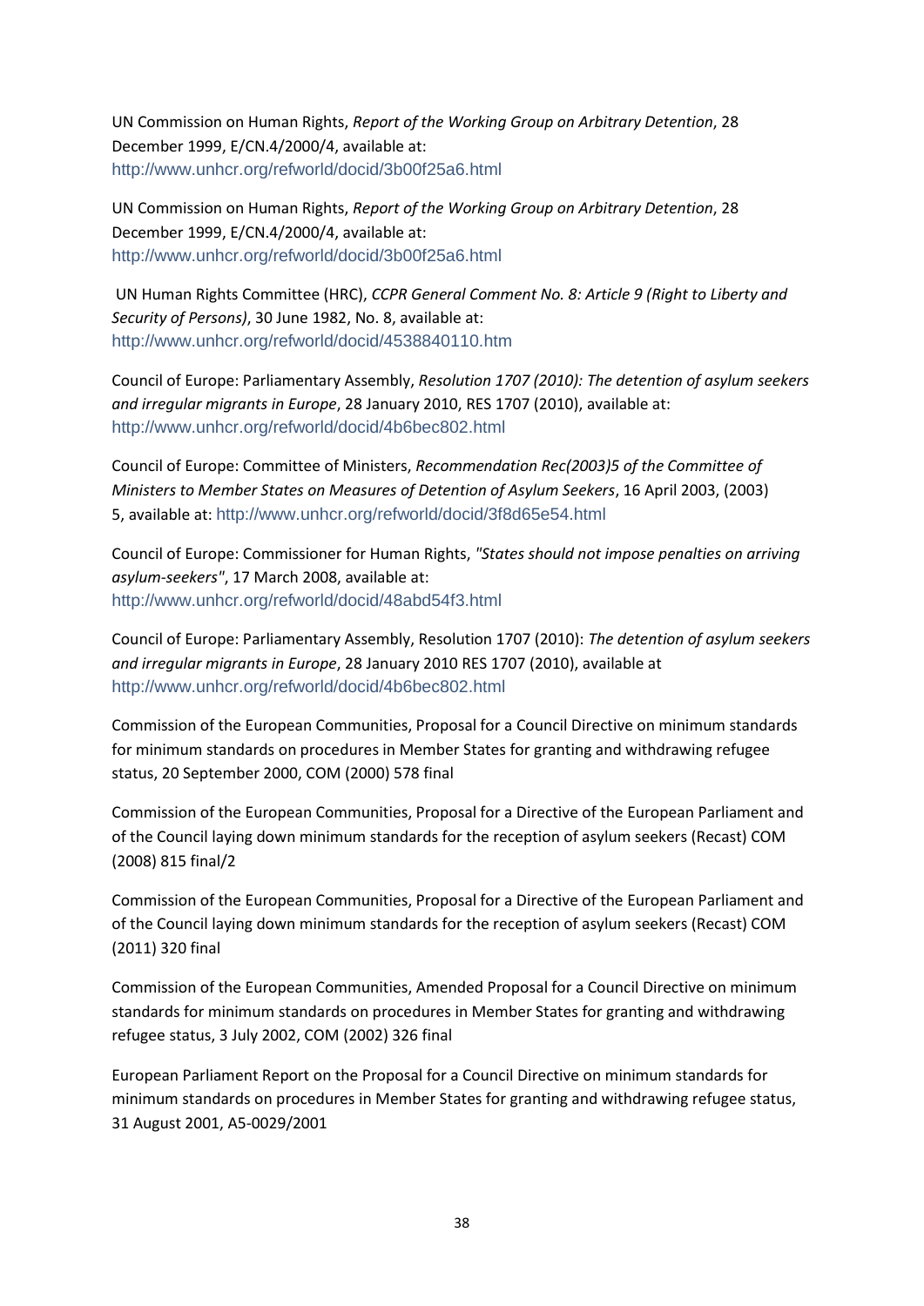UN Commission on Human Rights, *Report of the Working Group on Arbitrary Detention*, 28 December 1999, E/CN.4/2000/4, available at: http://www.unhcr.org/refworld/docid/3b00f25a6.html

UN Commission on Human Rights, *Report of the Working Group on Arbitrary Detention*, 28 December 1999, E/CN.4/2000/4, available at: http://www.unhcr.org/refworld/docid/3b00f25a6.html

UN Human Rights Committee (HRC), *CCPR General Comment No. 8: Article 9 (Right to Liberty and Security of Persons)*, 30 June 1982, No. 8, available at: http://www.unhcr.org/refworld/docid/4538840110.htm

Council of Europe: Parliamentary Assembly, *Resolution 1707 (2010): The detention of asylum seekers and irregular migrants in Europe*, 28 January 2010, RES 1707 (2010), available at: http://www.unhcr.org/refworld/docid/4b6bec802.html

Council of Europe: Committee of Ministers, *Recommendation Rec(2003)5 of the Committee of Ministers to Member States on Measures of Detention of Asylum Seekers*, 16 April 2003, (2003) 5, available at: http://www.unhcr.org/refworld/docid/3f8d65e54.html

Council of Europe: Commissioner for Human Rights, *"States should not impose penalties on arriving asylum-seekers"*, 17 March 2008, available at: http://www.unhcr.org/refworld/docid/48abd54f3.html

Council of Europe: Parliamentary Assembly, Resolution 1707 (2010): *The detention of asylum seekers and irregular migrants in Europe*, 28 January 2010 RES 1707 (2010), available at http://www.unhcr.org/refworld/docid/4b6bec802.html

Commission of the European Communities, Proposal for a Council Directive on minimum standards for minimum standards on procedures in Member States for granting and withdrawing refugee status, 20 September 2000, COM (2000) 578 final

Commission of the European Communities, Proposal for a Directive of the European Parliament and of the Council laying down minimum standards for the reception of asylum seekers (Recast) COM (2008) 815 final/2

Commission of the European Communities, Proposal for a Directive of the European Parliament and of the Council laying down minimum standards for the reception of asylum seekers (Recast) COM (2011) 320 final

Commission of the European Communities, Amended Proposal for a Council Directive on minimum standards for minimum standards on procedures in Member States for granting and withdrawing refugee status, 3 July 2002, COM (2002) 326 final

European Parliament Report on the Proposal for a Council Directive on minimum standards for minimum standards on procedures in Member States for granting and withdrawing refugee status, 31 August 2001, A5-0029/2001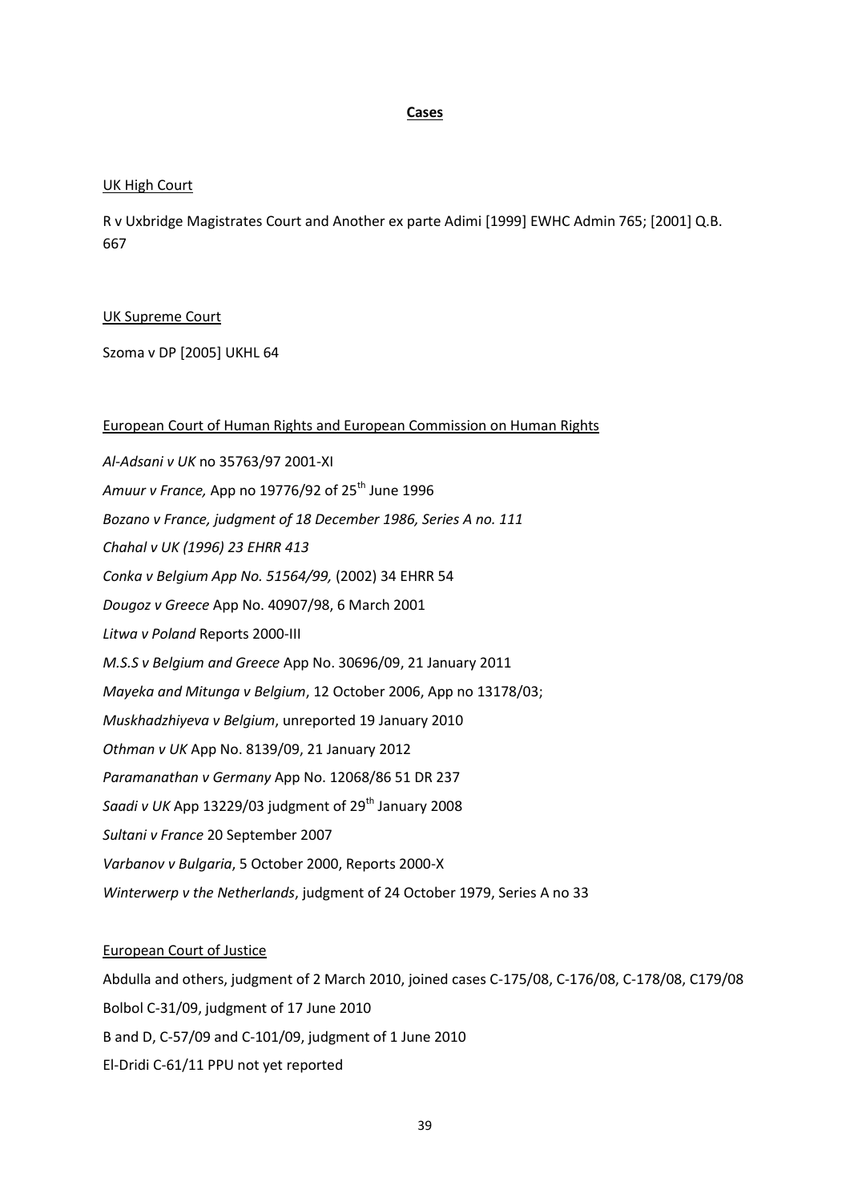## **Cases**

UK High Court

R v Uxbridge Magistrates Court and Another ex parte Adimi [1999] EWHC Admin 765; [2001] Q.B. 667

UK Supreme Court

Szoma v DP [2005] UKHL 64

European Court of Human Rights and European Commission on Human Rights

*Al-Adsani v UK* no 35763/97 2001-XI

*Amuur v France,* App no 19776/92 of 25th June 1996

*Bozano v France, judgment of 18 December 1986, Series A no. 111*

*Chahal v UK (1996) 23 EHRR 413*

*Conka v Belgium App No. 51564/99,* (2002) 34 EHRR 54

*Dougoz v Greece* App No. 40907/98, 6 March 2001

*Litwa v Poland* Reports 2000-III

*M.S.S v Belgium and Greece* App No. 30696/09, 21 January 2011

*Mayeka and Mitunga v Belgium*, 12 October 2006, App no 13178/03;

*Muskhadzhiyeva v Belgium*, unreported 19 January 2010

*Othman v UK* App No. 8139/09, 21 January 2012

*Paramanathan v Germany* App No. 12068/86 51 DR 237

*Saadi v UK* App 13229/03 judgment of 29th January 2008

*Sultani v France* 20 September 2007

*Varbanov v Bulgaria*, 5 October 2000, Reports 2000-X

*Winterwerp v the Netherlands*, judgment of 24 October 1979, Series A no 33

European Court of Justice

Abdulla and others, judgment of 2 March 2010, joined cases C-175/08, C-176/08, C-178/08, C179/08

Bolbol C-31/09, judgment of 17 June 2010

B and D, C-57/09 and C-101/09, judgment of 1 June 2010

El-Dridi C-61/11 PPU not yet reported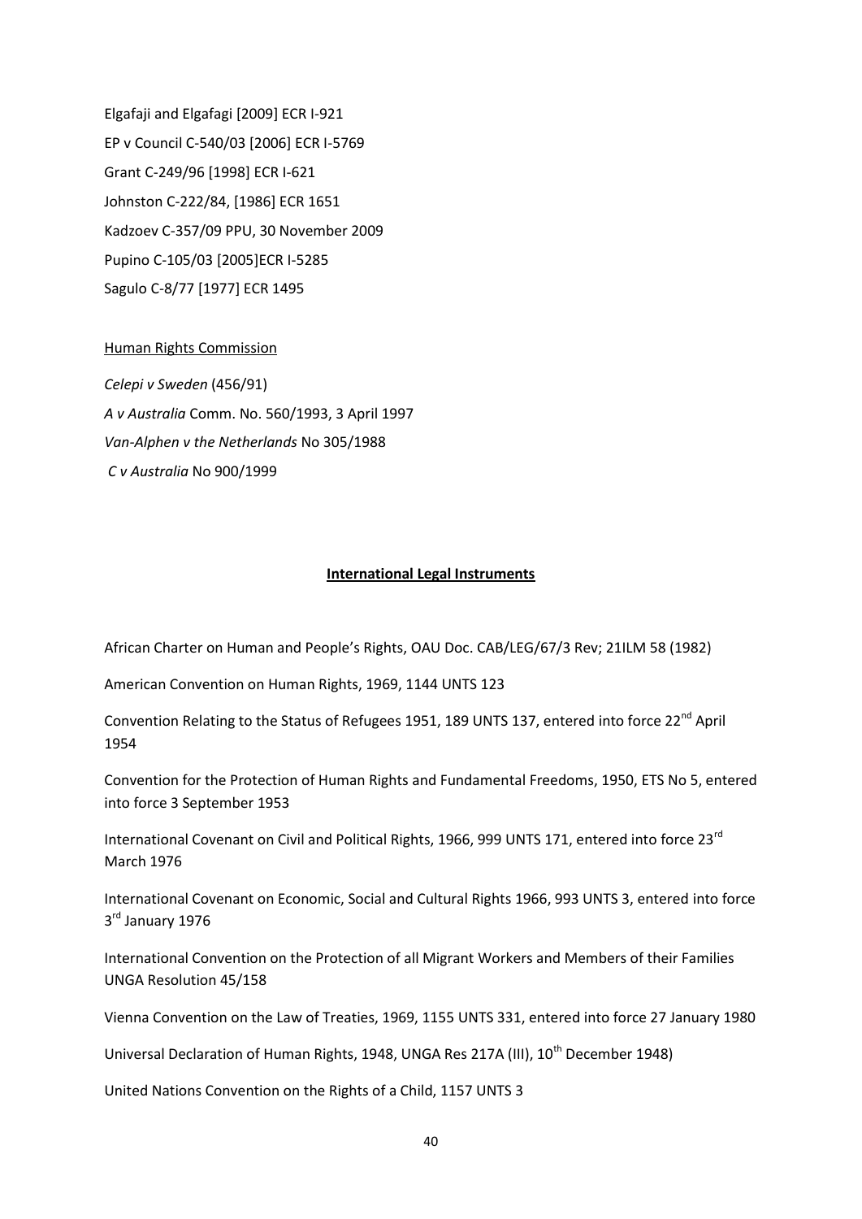Elgafaji and Elgafagi [2009] ECR I-921

EP v Council C-540/03 [2006] ECR I-5769

Grant C-249/96 [1998] ECR I-621

Johnston C-222/84, [1986] ECR 1651

Kadzoev C-357/09 PPU, 30 November 2009

Pupino C-105/03 [2005]ECR I-5285

Sagulo C-8/77 [1977] ECR 1495

Human Rights Commission

*Celepi v Sweden* (456/91)

*A v Australia* Comm. No. 560/1993, 3 April 1997

*Van-Alphen v the Netherlands* No 305/1988

*C v Australia* No 900/1999

**International Legal Instruments**

African Charter on Human and People's Rights, OAU Doc. CAB/LEG/67/3 Rev; 21ILM 58 (1982)

American Convention on Human Rights, 1969, 1144 UNTS 123

Convention Relating to the Status of Refugees 1951, 189 UNTS 137, entered into force 22nd April 1954

Convention for the Protection of Human Rights and Fundamental Freedoms, 1950, ETS No 5, entered into force 3 September 1953

International Covenant on Civil and Political Rights, 1966, 999 UNTS 171, entered into force 23rd March 1976

International Covenant on Economic, Social and Cultural Rights 1966, 993 UNTS 3, entered into force 3rd January 1976

International Convention on the Protection of all Migrant Workers and Members of their Families UNGA Resolution 45/158

Vienna Convention on the Law of Treaties, 1969, 1155 UNTS 331, entered into force 27 January 1980

Universal Declaration of Human Rights, 1948, UNGA Res 217A (III), 10th December 1948)

United Nations Convention on the Rights of a Child, 1157 UNTS 3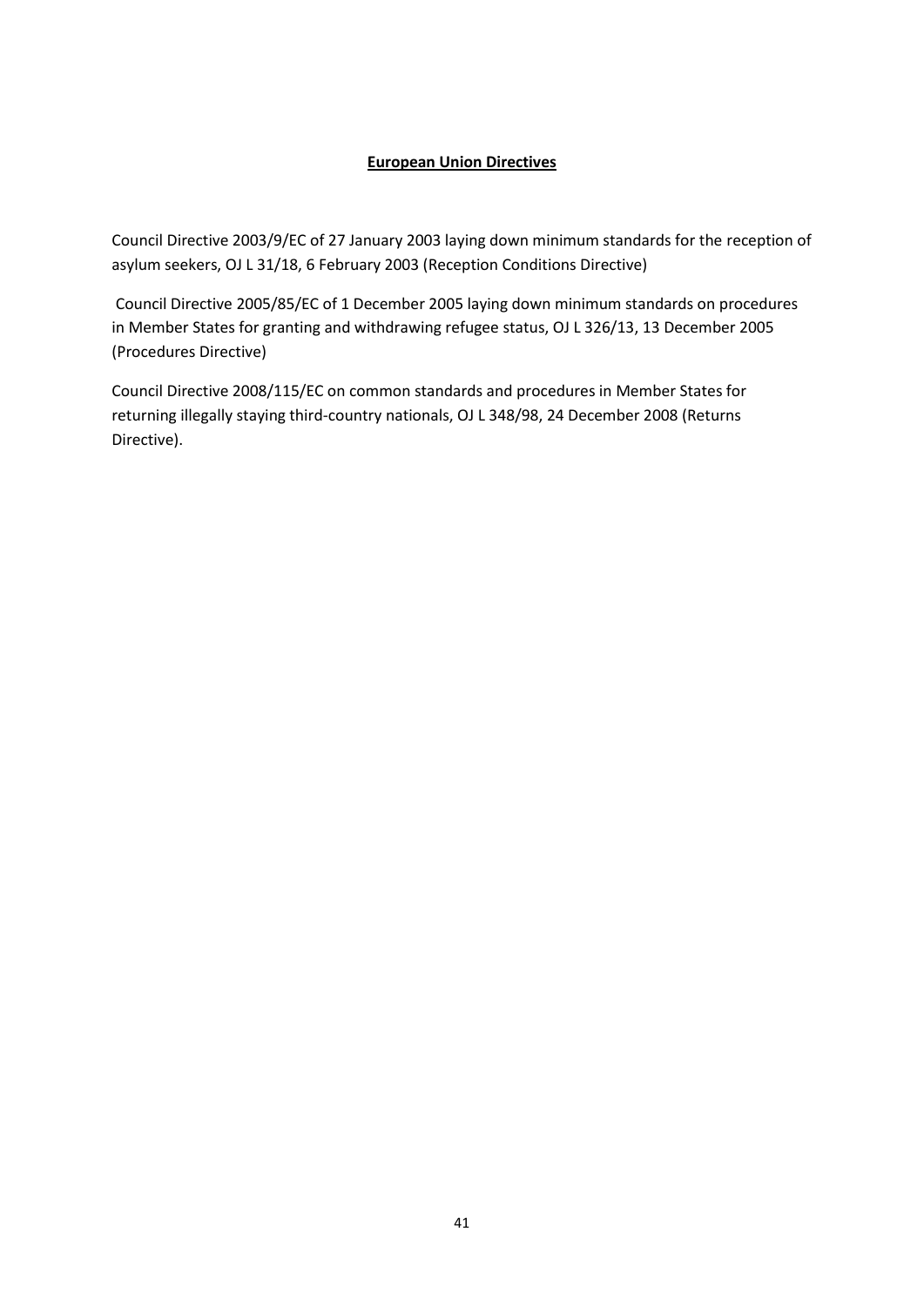**European Union Directives**

Council Directive 2003/9/EC of 27 January 2003 laying down minimum standards for the reception of asylum seekers, OJ L 31/18, 6 February 2003 (Reception Conditions Directive)

Council Directive 2005/85/EC of 1 December 2005 laying down minimum standards on procedures in Member States for granting and withdrawing refugee status, OJ L 326/13, 13 December 2005 (Procedures Directive)

Council Directive 2008/115/EC on common standards and procedures in Member States for returning illegally staying third-country nationals, OJ L 348/98, 24 December 2008 (Returns Directive).